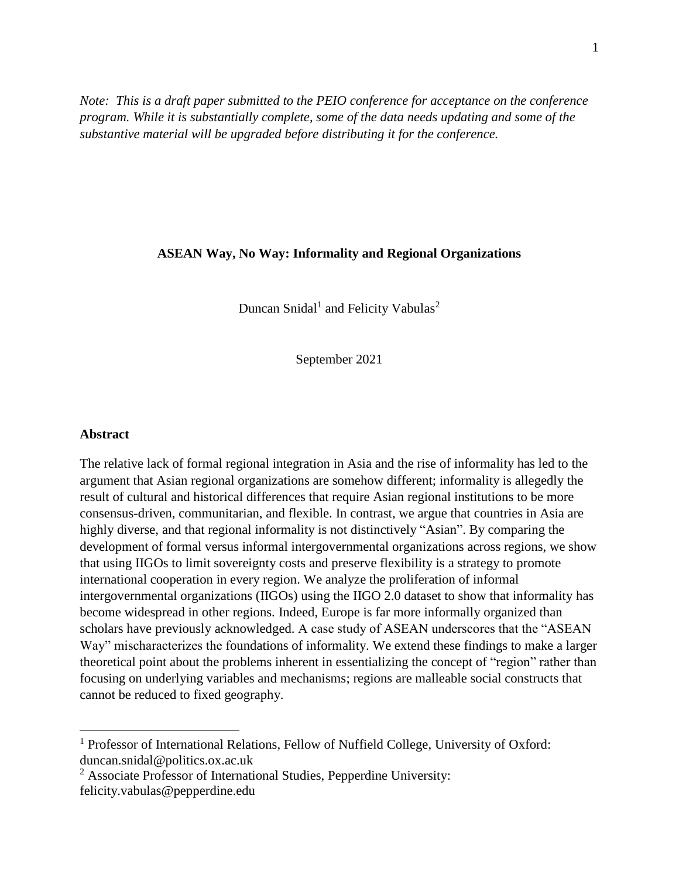*Note: This is a draft paper submitted to the PEIO conference for acceptance on the conference program. While it is substantially complete, some of the data needs updating and some of the substantive material will be upgraded before distributing it for the conference.*

# ASEAN Way, No Way: Informality and Regional Organizations

Duncan Snidal[1] and Felicity Vabulas[2]

September 2021

## Abstract

The relative lack of formal regional integration in Asia and the rise of informality has led to the argument that Asian regional organizations are somehow different; informality is allegedly the result of cultural and historical differences that require Asian regional institutions to be more consensus-driven, communitarian, and flexible. In contrast, we argue that countries in Asia are highly diverse, and that regional informality is not distinctively "Asian". By comparing the development of formal versus informal intergovernmental organizations across regions, we show that using IIGOs to limit sovereignty costs and preserve flexibility is a strategy to promote international cooperation in every region. We analyze the proliferation of informal intergovernmental organizations (IIGOs) using the IIGO 2.0 dataset to show that informality has become widespread in other regions. Indeed, Europe is far more informally organized than scholars have previously acknowledged. A case study of ASEAN underscores that the "ASEAN Way" mischaracterizes the foundations of informality. We extend these findings to make a larger theoretical point about the problems inherent in essentializing the concept of "region" rather than focusing on underlying variables and mechanisms; regions are malleable social constructs that cannot be reduced to fixed geography.

---

[1] Professor of International Relations, Fellow of Nuffield College, University of Oxford: duncan.snidal@politics.ox.ac.uk

[2] Associate Professor of International Studies, Pepperdine University: felicity.vabulas@pepperdine.edu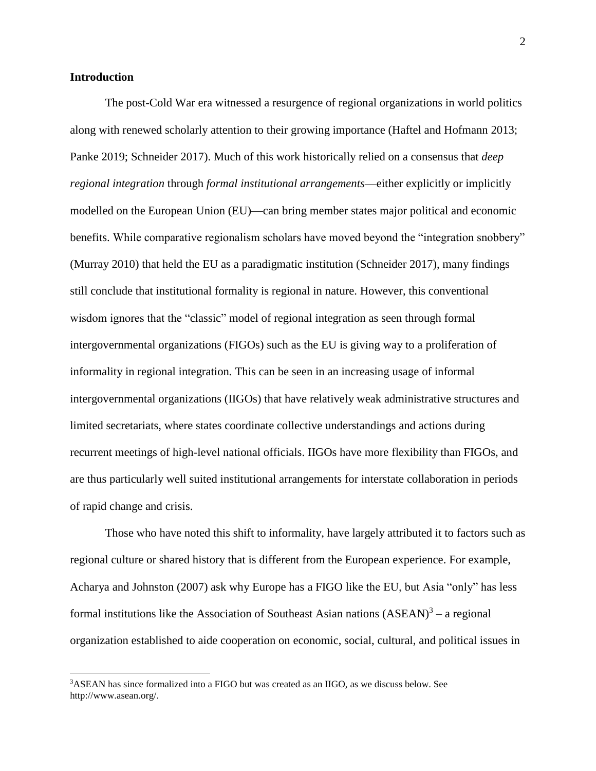## Introduction

The post-Cold War era witnessed a resurgence of regional organizations in world politics along with renewed scholarly attention to their growing importance (Haftel and Hofmann 2013; Panke 2019; Schneider 2017). Much of this work historically relied on a consensus that *deep regional integration* through *formal institutional arrangements*—either explicitly or implicitly modelled on the European Union (EU)—can bring member states major political and economic benefits. While comparative regionalism scholars have moved beyond the "integration snobbery" (Murray 2010) that held the EU as a paradigmatic institution (Schneider 2017), many findings still conclude that institutional formality is regional in nature. However, this conventional wisdom ignores that the "classic" model of regional integration as seen through formal intergovernmental organizations (FIGOs) such as the EU is giving way to a proliferation of informality in regional integration. This can be seen in an increasing usage of informal intergovernmental organizations (IIGOs) that have relatively weak administrative structures and limited secretariats, where states coordinate collective understandings and actions during recurrent meetings of high-level national officials. IIGOs have more flexibility than FIGOs, and are thus particularly well suited institutional arrangements for interstate collaboration in periods of rapid change and crisis.

Those who have noted this shift to informality, have largely attributed it to factors such as regional culture or shared history that is different from the European experience. For example, Acharya and Johnston (2007) ask why Europe has a FIGO like the EU, but Asia "only" has less formal institutions like the Association of Southeast Asian nations (ASEAN)[3] – a regional organization established to aide cooperation on economic, social, cultural, and political issues in

[3]ASEAN has since formalized into a FIGO but was created as an IIGO, as we discuss below. See http://www.asean.org/.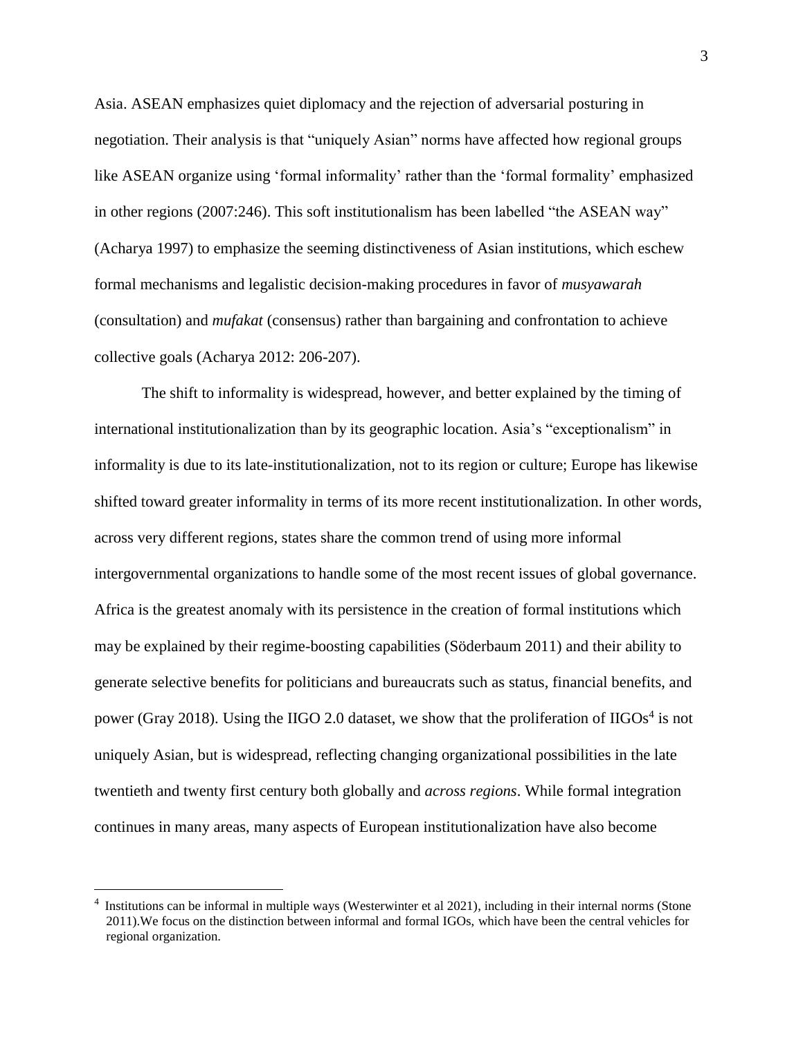Asia. ASEAN emphasizes quiet diplomacy and the rejection of adversarial posturing in negotiation. Their analysis is that "uniquely Asian" norms have affected how regional groups like ASEAN organize using 'formal informality' rather than the 'formal formality' emphasized in other regions (2007:246). This soft institutionalism has been labelled "the ASEAN way" (Acharya 1997) to emphasize the seeming distinctiveness of Asian institutions, which eschew formal mechanisms and legalistic decision-making procedures in favor of *musyawarah* (consultation) and *mufakat* (consensus) rather than bargaining and confrontation to achieve collective goals (Acharya 2012: 206-207).

The shift to informality is widespread, however, and better explained by the timing of international institutionalization than by its geographic location. Asia's "exceptionalism" in informality is due to its late-institutionalization, not to its region or culture; Europe has likewise shifted toward greater informality in terms of its more recent institutionalization. In other words, across very different regions, states share the common trend of using more informal intergovernmental organizations to handle some of the most recent issues of global governance. Africa is the greatest anomaly with its persistence in the creation of formal institutions which may be explained by their regime-boosting capabilities (Söderbaum 2011) and their ability to generate selective benefits for politicians and bureaucrats such as status, financial benefits, and power (Gray 2018). Using the IIGO 2.0 dataset, we show that the proliferation of IIGOs[4] is not uniquely Asian, but is widespread, reflecting changing organizational possibilities in the late twentieth and twenty first century both globally and *across regions*. While formal integration continues in many areas, many aspects of European institutionalization have also become

[4] Institutions can be informal in multiple ways (Westerwinter et al 2021), including in their internal norms (Stone 2011).We focus on the distinction between informal and formal IGOs, which have been the central vehicles for regional organization.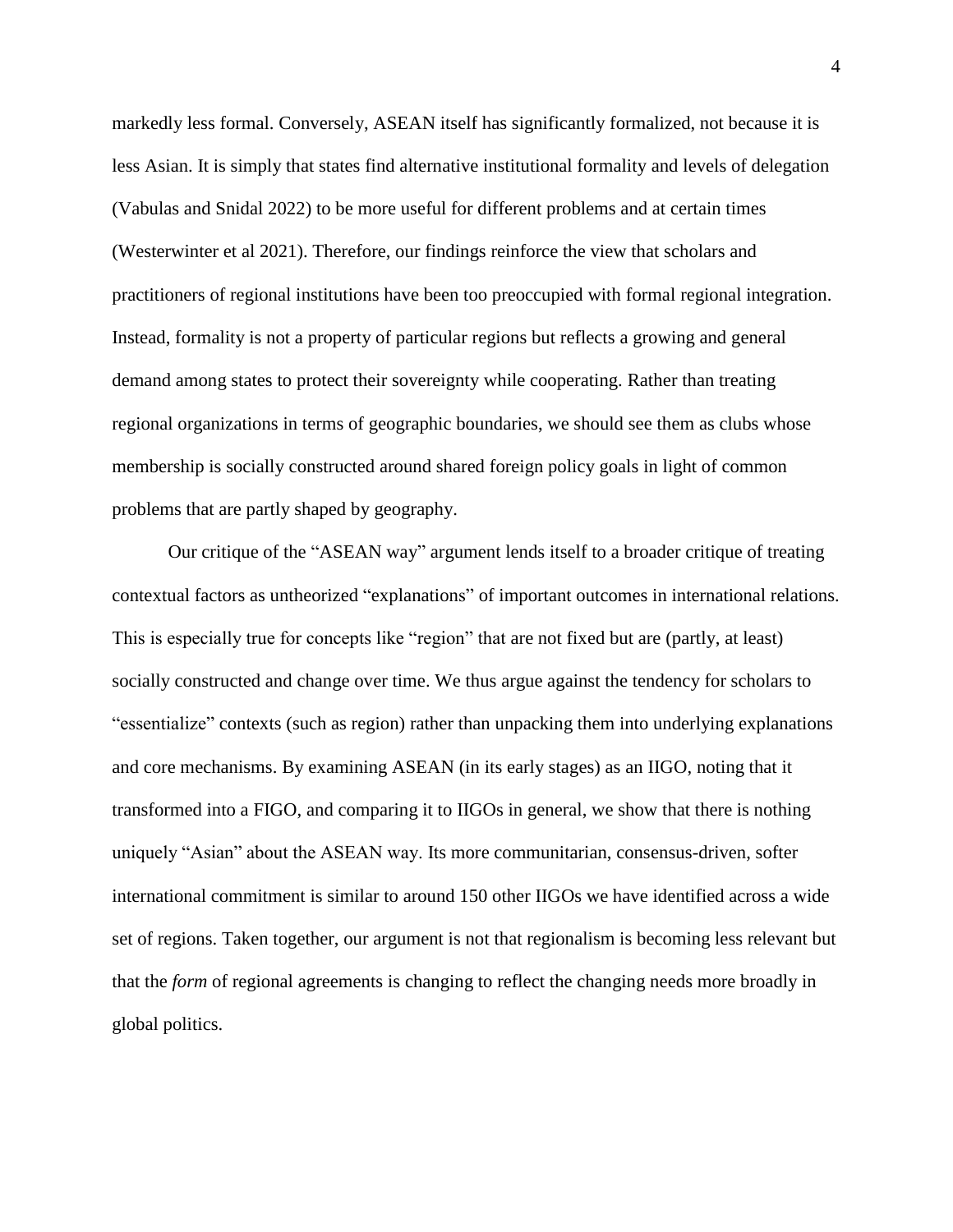markedly less formal. Conversely, ASEAN itself has significantly formalized, not because it is less Asian. It is simply that states find alternative institutional formality and levels of delegation (Vabulas and Snidal 2022) to be more useful for different problems and at certain times (Westerwinter et al 2021). Therefore, our findings reinforce the view that scholars and practitioners of regional institutions have been too preoccupied with formal regional integration. Instead, formality is not a property of particular regions but reflects a growing and general demand among states to protect their sovereignty while cooperating. Rather than treating regional organizations in terms of geographic boundaries, we should see them as clubs whose membership is socially constructed around shared foreign policy goals in light of common problems that are partly shaped by geography.

Our critique of the "ASEAN way" argument lends itself to a broader critique of treating contextual factors as untheorized "explanations" of important outcomes in international relations. This is especially true for concepts like "region" that are not fixed but are (partly, at least) socially constructed and change over time. We thus argue against the tendency for scholars to "essentialize" contexts (such as region) rather than unpacking them into underlying explanations and core mechanisms. By examining ASEAN (in its early stages) as an IIGO, noting that it transformed into a FIGO, and comparing it to IIGOs in general, we show that there is nothing uniquely "Asian" about the ASEAN way. Its more communitarian, consensus-driven, softer international commitment is similar to around 150 other IIGOs we have identified across a wide set of regions. Taken together, our argument is not that regionalism is becoming less relevant but that the *form* of regional agreements is changing to reflect the changing needs more broadly in global politics.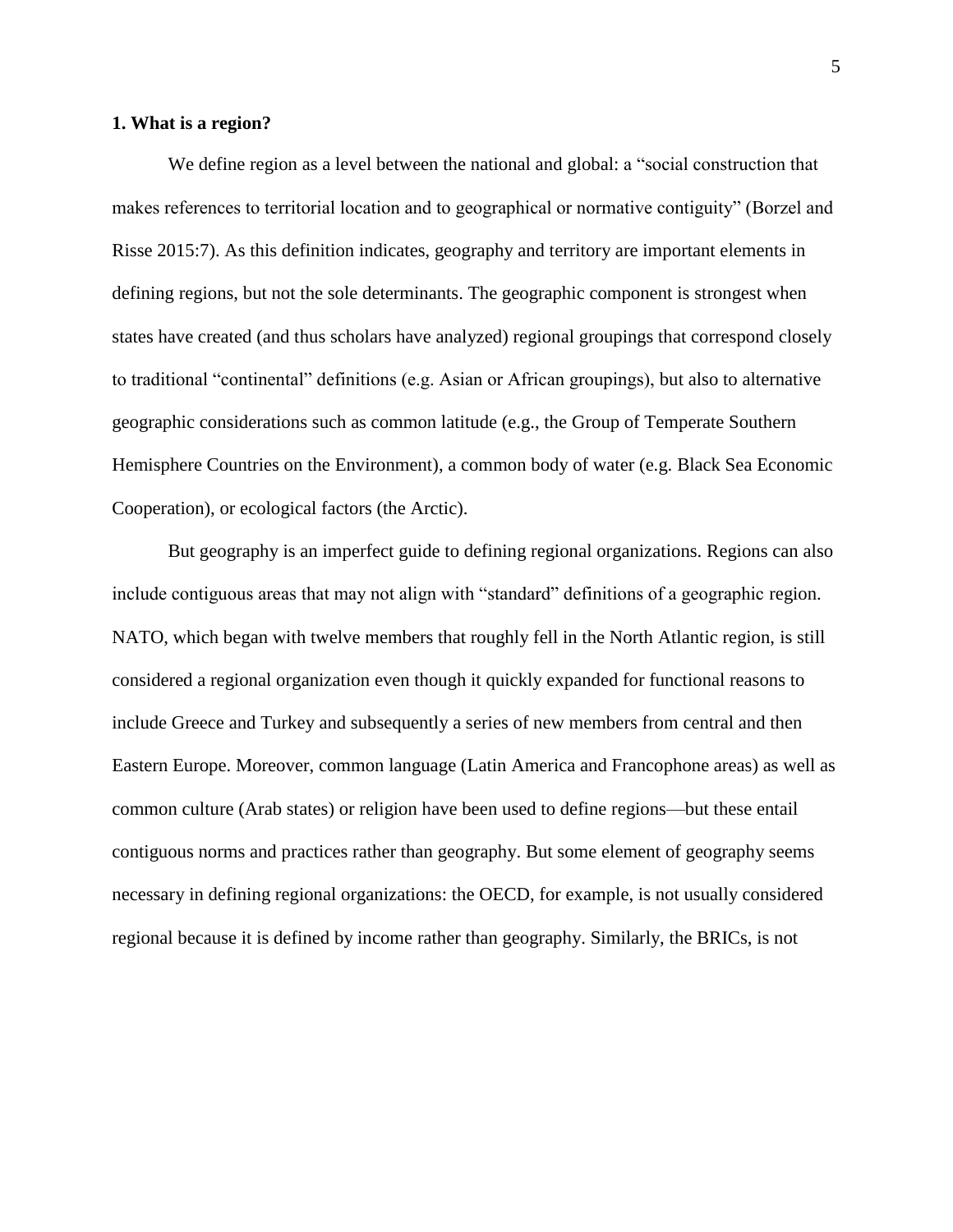**1. What is a region?**

We define region as a level between the national and global: a "social construction that makes references to territorial location and to geographical or normative contiguity" (Borzel and Risse 2015:7). As this definition indicates, geography and territory are important elements in defining regions, but not the sole determinants. The geographic component is strongest when states have created (and thus scholars have analyzed) regional groupings that correspond closely to traditional "continental" definitions (e.g. Asian or African groupings), but also to alternative geographic considerations such as common latitude (e.g., the Group of Temperate Southern Hemisphere Countries on the Environment), a common body of water (e.g. Black Sea Economic Cooperation), or ecological factors (the Arctic).

But geography is an imperfect guide to defining regional organizations. Regions can also include contiguous areas that may not align with "standard" definitions of a geographic region. NATO, which began with twelve members that roughly fell in the North Atlantic region, is still considered a regional organization even though it quickly expanded for functional reasons to include Greece and Turkey and subsequently a series of new members from central and then Eastern Europe. Moreover, common language (Latin America and Francophone areas) as well as common culture (Arab states) or religion have been used to define regions—but these entail contiguous norms and practices rather than geography. But some element of geography seems necessary in defining regional organizations: the OECD, for example, is not usually considered regional because it is defined by income rather than geography. Similarly, the BRICs, is not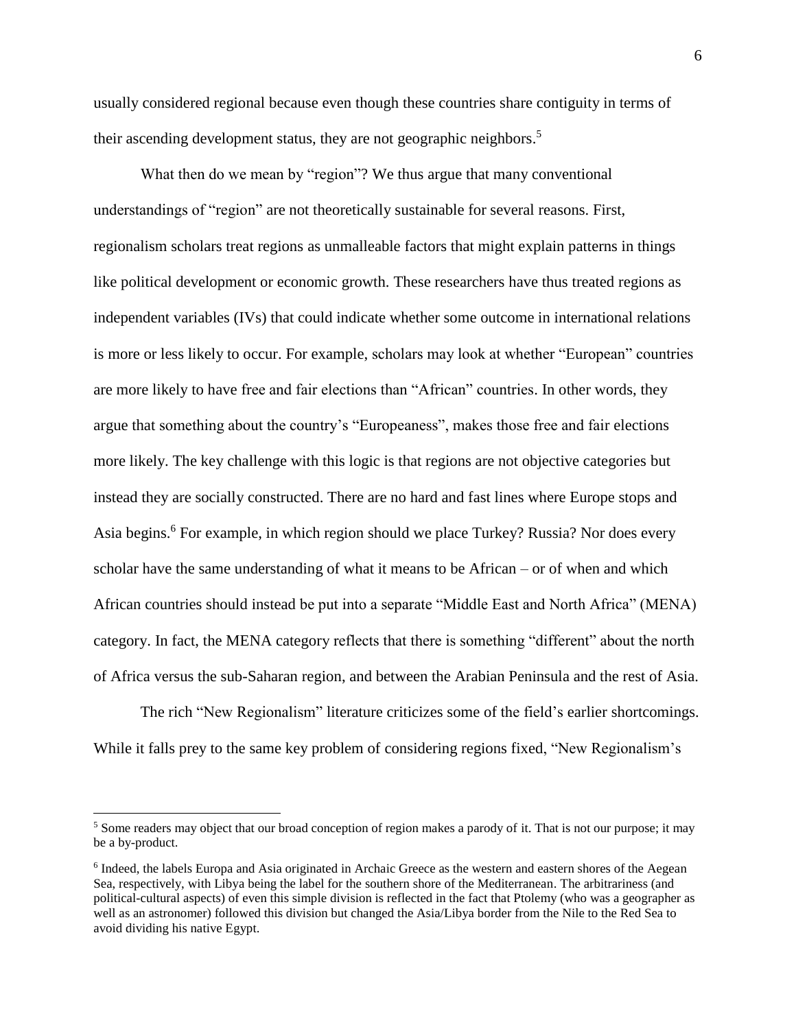usually considered regional because even though these countries share contiguity in terms of their ascending development status, they are not geographic neighbors.[5]

What then do we mean by "region"? We thus argue that many conventional understandings of "region" are not theoretically sustainable for several reasons. First, regionalism scholars treat regions as unmalleable factors that might explain patterns in things like political development or economic growth. These researchers have thus treated regions as independent variables (IVs) that could indicate whether some outcome in international relations is more or less likely to occur. For example, scholars may look at whether "European" countries are more likely to have free and fair elections than "African" countries. In other words, they argue that something about the country's "Europeaness", makes those free and fair elections more likely. The key challenge with this logic is that regions are not objective categories but instead they are socially constructed. There are no hard and fast lines where Europe stops and Asia begins.[6] For example, in which region should we place Turkey? Russia? Nor does every scholar have the same understanding of what it means to be African – or of when and which African countries should instead be put into a separate "Middle East and North Africa" (MENA) category. In fact, the MENA category reflects that there is something "different" about the north of Africa versus the sub-Saharan region, and between the Arabian Peninsula and the rest of Asia.

The rich "New Regionalism" literature criticizes some of the field's earlier shortcomings. While it falls prey to the same key problem of considering regions fixed, "New Regionalism's

---

[5] Some readers may object that our broad conception of region makes a parody of it. That is not our purpose; it may be a by-product.

[6] Indeed, the labels Europa and Asia originated in Archaic Greece as the western and eastern shores of the Aegean Sea, respectively, with Libya being the label for the southern shore of the Mediterranean. The arbitrariness (and political-cultural aspects) of even this simple division is reflected in the fact that Ptolemy (who was a geographer as well as an astronomer) followed this division but changed the Asia/Libya border from the Nile to the Red Sea to avoid dividing his native Egypt.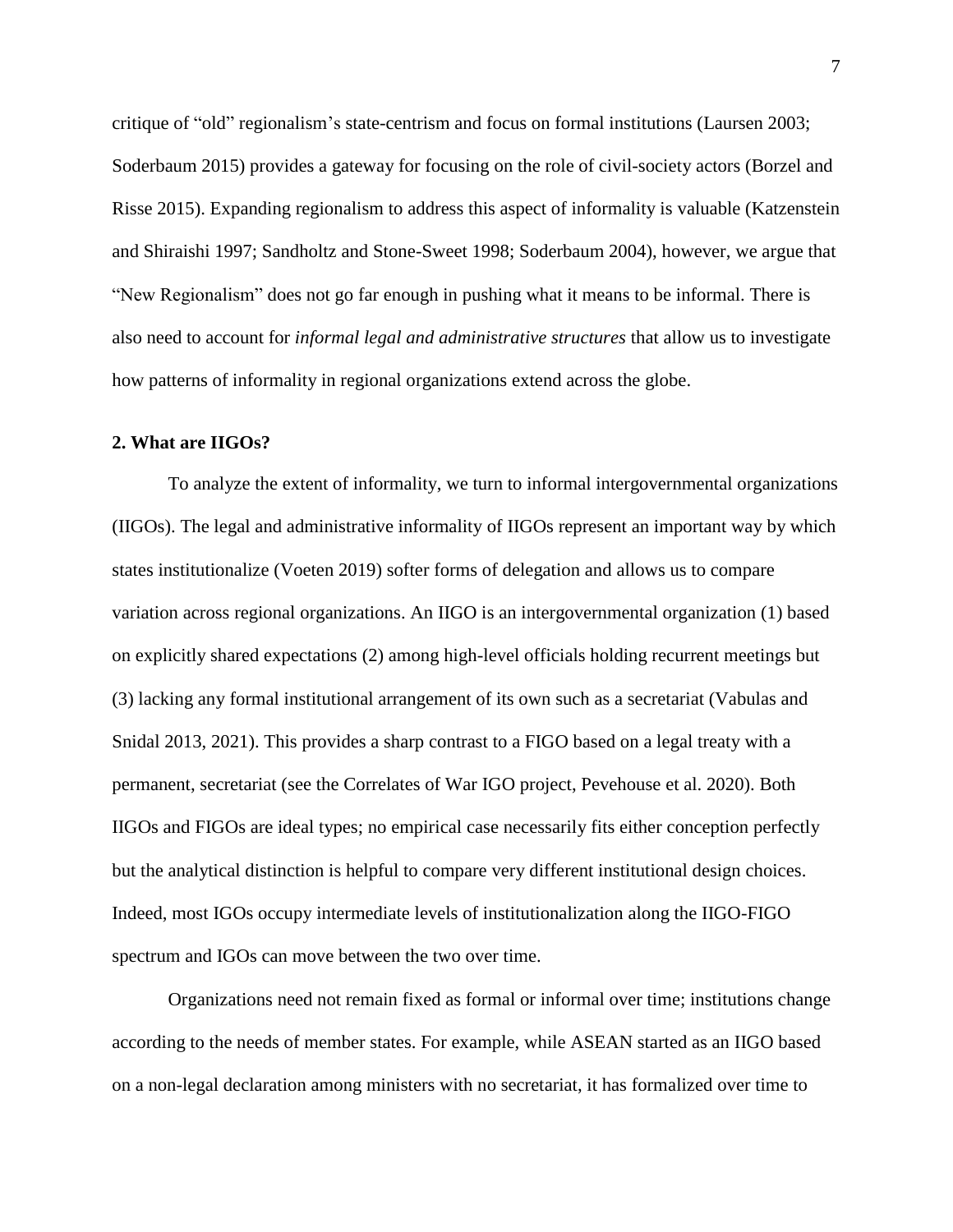critique of "old" regionalism's state-centrism and focus on formal institutions (Laursen 2003; Soderbaum 2015) provides a gateway for focusing on the role of civil-society actors (Borzel and Risse 2015). Expanding regionalism to address this aspect of informality is valuable (Katzenstein and Shiraishi 1997; Sandholtz and Stone-Sweet 1998; Soderbaum 2004), however, we argue that "New Regionalism" does not go far enough in pushing what it means to be informal. There is also need to account for *informal legal and administrative structures* that allow us to investigate how patterns of informality in regional organizations extend across the globe.

## 2. What are IIGOs?

To analyze the extent of informality, we turn to informal intergovernmental organizations (IIGOs). The legal and administrative informality of IIGOs represent an important way by which states institutionalize (Voeten 2019) softer forms of delegation and allows us to compare variation across regional organizations. An IIGO is an intergovernmental organization (1) based on explicitly shared expectations (2) among high-level officials holding recurrent meetings but (3) lacking any formal institutional arrangement of its own such as a secretariat (Vabulas and Snidal 2013, 2021). This provides a sharp contrast to a FIGO based on a legal treaty with a permanent, secretariat (see the Correlates of War IGO project, Pevehouse et al. 2020). Both IIGOs and FIGOs are ideal types; no empirical case necessarily fits either conception perfectly but the analytical distinction is helpful to compare very different institutional design choices. Indeed, most IGOs occupy intermediate levels of institutionalization along the IIGO-FIGO spectrum and IGOs can move between the two over time.

Organizations need not remain fixed as formal or informal over time; institutions change according to the needs of member states. For example, while ASEAN started as an IIGO based on a non-legal declaration among ministers with no secretariat, it has formalized over time to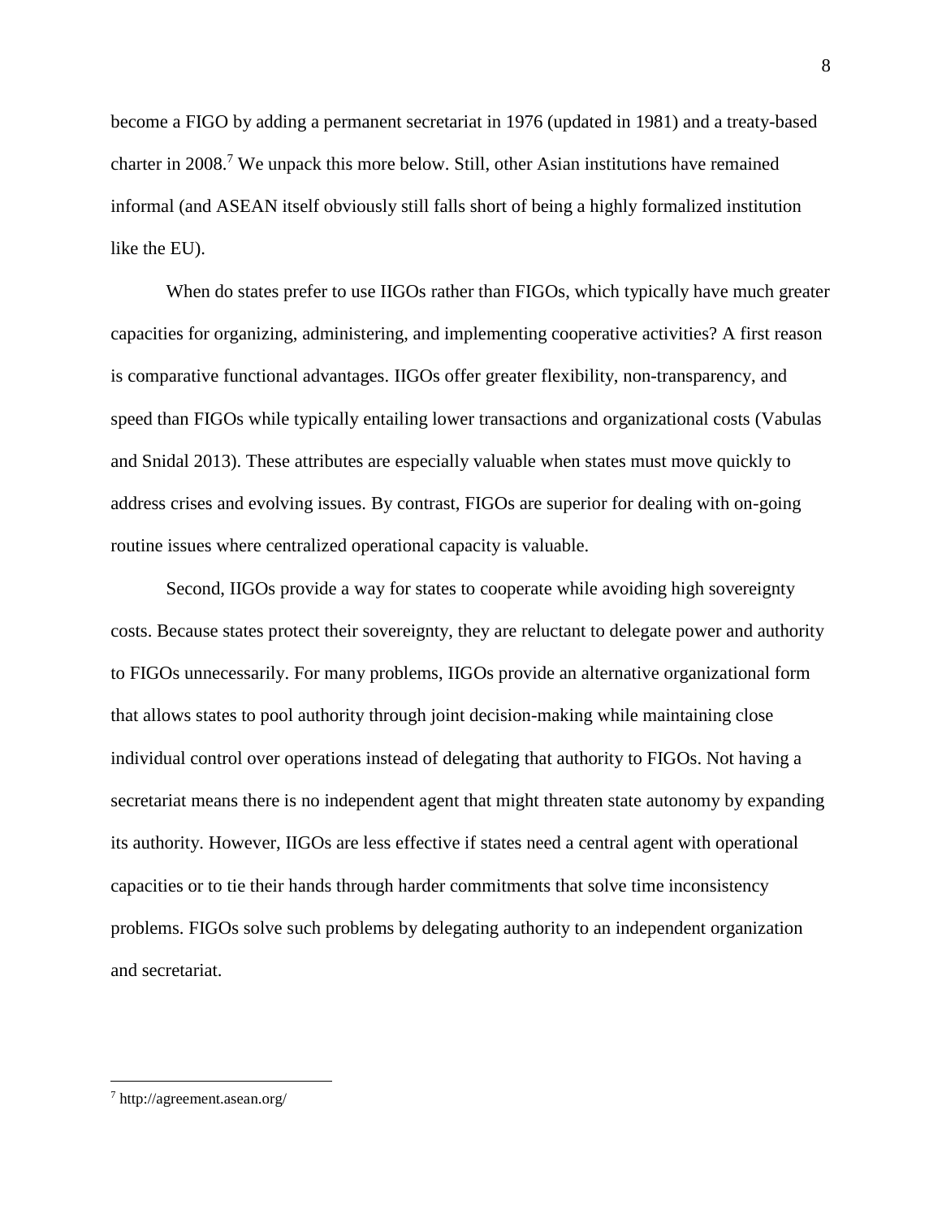become a FIGO by adding a permanent secretariat in 1976 (updated in 1981) and a treaty-based charter in 2008.[7] We unpack this more below. Still, other Asian institutions have remained informal (and ASEAN itself obviously still falls short of being a highly formalized institution like the EU).

When do states prefer to use IIGOs rather than FIGOs, which typically have much greater capacities for organizing, administering, and implementing cooperative activities? A first reason is comparative functional advantages. IIGOs offer greater flexibility, non-transparency, and speed than FIGOs while typically entailing lower transactions and organizational costs (Vabulas and Snidal 2013). These attributes are especially valuable when states must move quickly to address crises and evolving issues. By contrast, FIGOs are superior for dealing with on-going routine issues where centralized operational capacity is valuable.

Second, IIGOs provide a way for states to cooperate while avoiding high sovereignty costs. Because states protect their sovereignty, they are reluctant to delegate power and authority to FIGOs unnecessarily. For many problems, IIGOs provide an alternative organizational form that allows states to pool authority through joint decision-making while maintaining close individual control over operations instead of delegating that authority to FIGOs. Not having a secretariat means there is no independent agent that might threaten state autonomy by expanding its authority. However, IIGOs are less effective if states need a central agent with operational capacities or to tie their hands through harder commitments that solve time inconsistency problems. FIGOs solve such problems by delegating authority to an independent organization and secretariat.

---

[7] http://agreement.asean.org/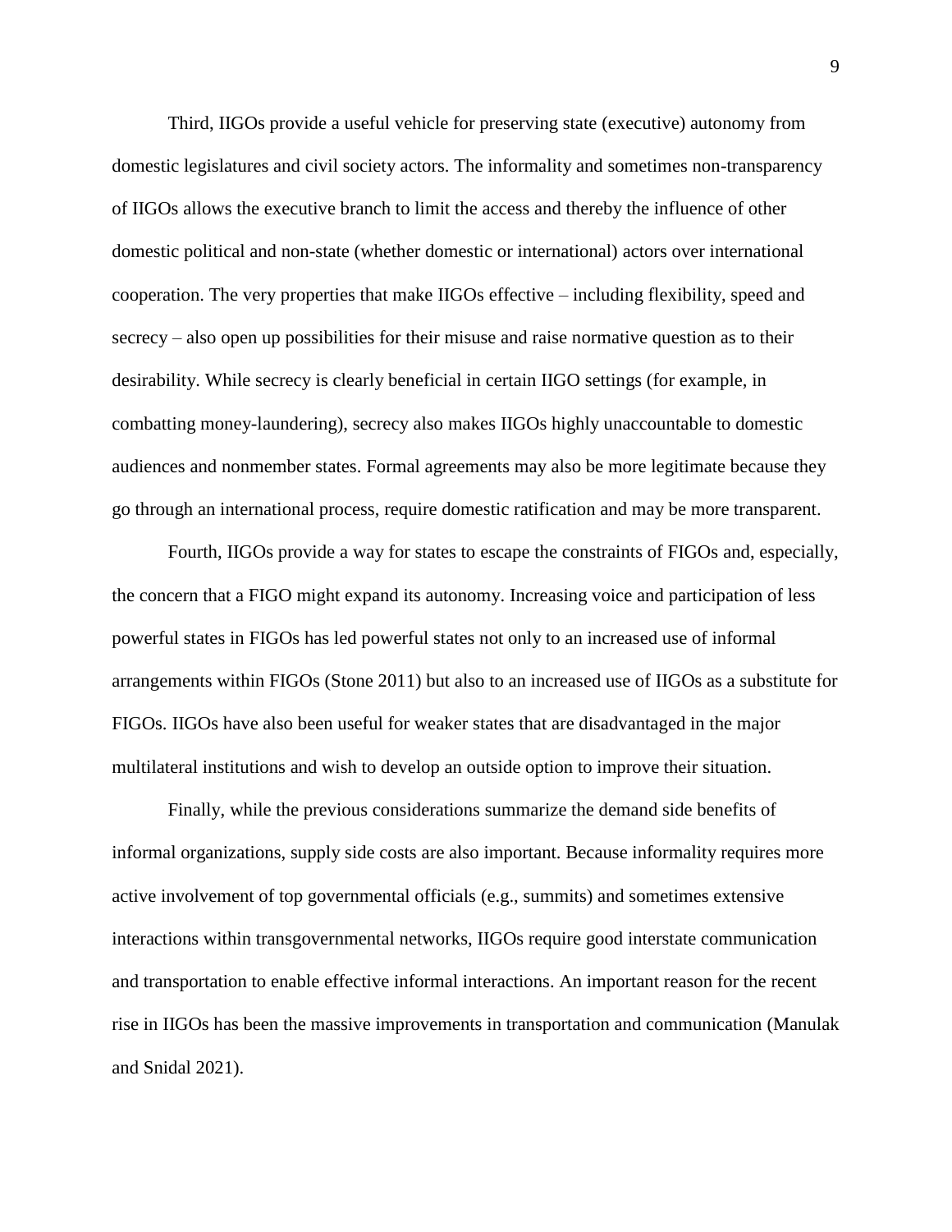Third, IIGOs provide a useful vehicle for preserving state (executive) autonomy from domestic legislatures and civil society actors. The informality and sometimes non-transparency of IIGOs allows the executive branch to limit the access and thereby the influence of other domestic political and non-state (whether domestic or international) actors over international cooperation. The very properties that make IIGOs effective – including flexibility, speed and secrecy – also open up possibilities for their misuse and raise normative question as to their desirability. While secrecy is clearly beneficial in certain IIGO settings (for example, in combatting money-laundering), secrecy also makes IIGOs highly unaccountable to domestic audiences and nonmember states. Formal agreements may also be more legitimate because they go through an international process, require domestic ratification and may be more transparent.

Fourth, IIGOs provide a way for states to escape the constraints of FIGOs and, especially, the concern that a FIGO might expand its autonomy. Increasing voice and participation of less powerful states in FIGOs has led powerful states not only to an increased use of informal arrangements within FIGOs (Stone 2011) but also to an increased use of IIGOs as a substitute for FIGOs. IIGOs have also been useful for weaker states that are disadvantaged in the major multilateral institutions and wish to develop an outside option to improve their situation.

Finally, while the previous considerations summarize the demand side benefits of informal organizations, supply side costs are also important. Because informality requires more active involvement of top governmental officials (e.g., summits) and sometimes extensive interactions within transgovernmental networks, IIGOs require good interstate communication and transportation to enable effective informal interactions. An important reason for the recent rise in IIGOs has been the massive improvements in transportation and communication (Manulak and Snidal 2021).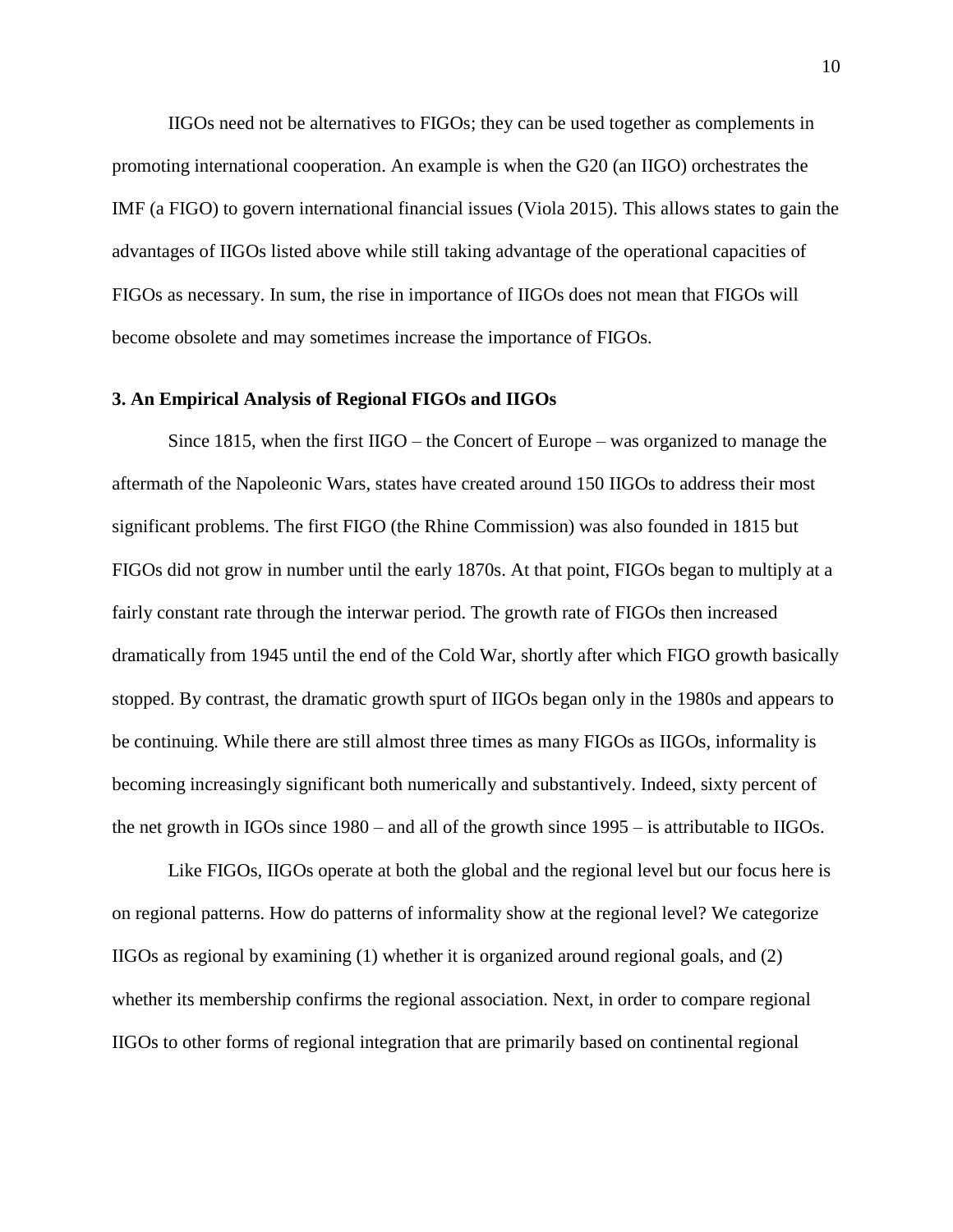IIGOs need not be alternatives to FIGOs; they can be used together as complements in promoting international cooperation. An example is when the G20 (an IIGO) orchestrates the IMF (a FIGO) to govern international financial issues (Viola 2015). This allows states to gain the advantages of IIGOs listed above while still taking advantage of the operational capacities of FIGOs as necessary. In sum, the rise in importance of IIGOs does not mean that FIGOs will become obsolete and may sometimes increase the importance of FIGOs.

## 3. An Empirical Analysis of Regional FIGOs and IIGOs

Since 1815, when the first IIGO – the Concert of Europe – was organized to manage the aftermath of the Napoleonic Wars, states have created around 150 IIGOs to address their most significant problems. The first FIGO (the Rhine Commission) was also founded in 1815 but FIGOs did not grow in number until the early 1870s. At that point, FIGOs began to multiply at a fairly constant rate through the interwar period. The growth rate of FIGOs then increased dramatically from 1945 until the end of the Cold War, shortly after which FIGO growth basically stopped. By contrast, the dramatic growth spurt of IIGOs began only in the 1980s and appears to be continuing. While there are still almost three times as many FIGOs as IIGOs, informality is becoming increasingly significant both numerically and substantively. Indeed, sixty percent of the net growth in IGOs since 1980 – and all of the growth since 1995 – is attributable to IIGOs.

Like FIGOs, IIGOs operate at both the global and the regional level but our focus here is on regional patterns. How do patterns of informality show at the regional level? We categorize IIGOs as regional by examining (1) whether it is organized around regional goals, and (2) whether its membership confirms the regional association. Next, in order to compare regional IIGOs to other forms of regional integration that are primarily based on continental regional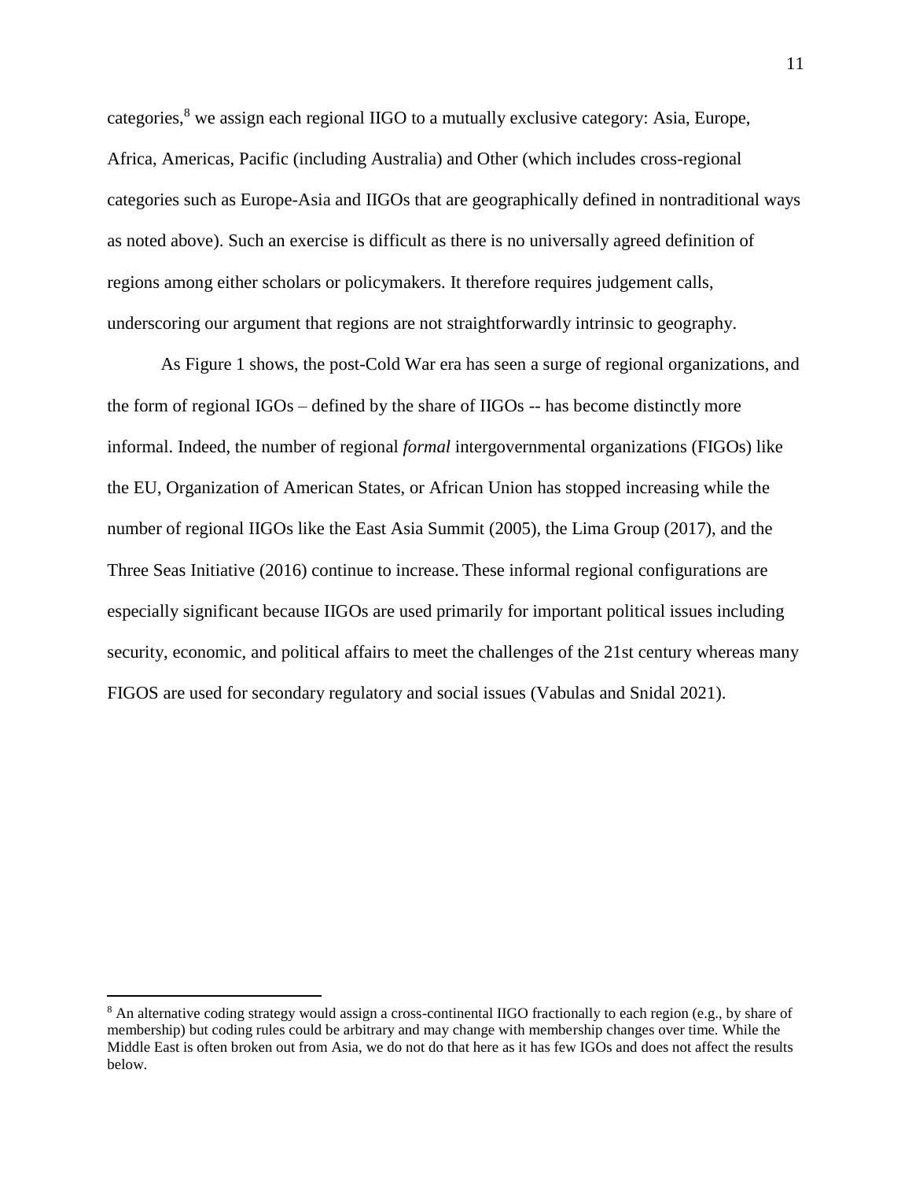categories,[8] we assign each regional IIGO to a mutually exclusive category: Asia, Europe, Africa, Americas, Pacific (including Australia) and Other (which includes cross-regional categories such as Europe-Asia and IIGOs that are geographically defined in nontraditional ways as noted above). Such an exercise is difficult as there is no universally agreed definition of regions among either scholars or policymakers. It therefore requires judgement calls, underscoring our argument that regions are not straightforwardly intrinsic to geography.

As Figure 1 shows, the post-Cold War era has seen a surge of regional organizations, and the form of regional IGOs – defined by the share of IIGOs -- has become distinctly more informal. Indeed, the number of regional *formal* intergovernmental organizations (FIGOs) like the EU, Organization of American States, or African Union has stopped increasing while the number of regional IIGOs like the East Asia Summit (2005), the Lima Group (2017), and the Three Seas Initiative (2016) continue to increase. These informal regional configurations are especially significant because IIGOs are used primarily for important political issues including security, economic, and political affairs to meet the challenges of the 21st century whereas many FIGOS are used for secondary regulatory and social issues (Vabulas and Snidal 2021).

---

[8] An alternative coding strategy would assign a cross-continental IIGO fractionally to each region (e.g., by share of membership) but coding rules could be arbitrary and may change with membership changes over time. While the Middle East is often broken out from Asia, we do not do that here as it has few IGOs and does not affect the results below.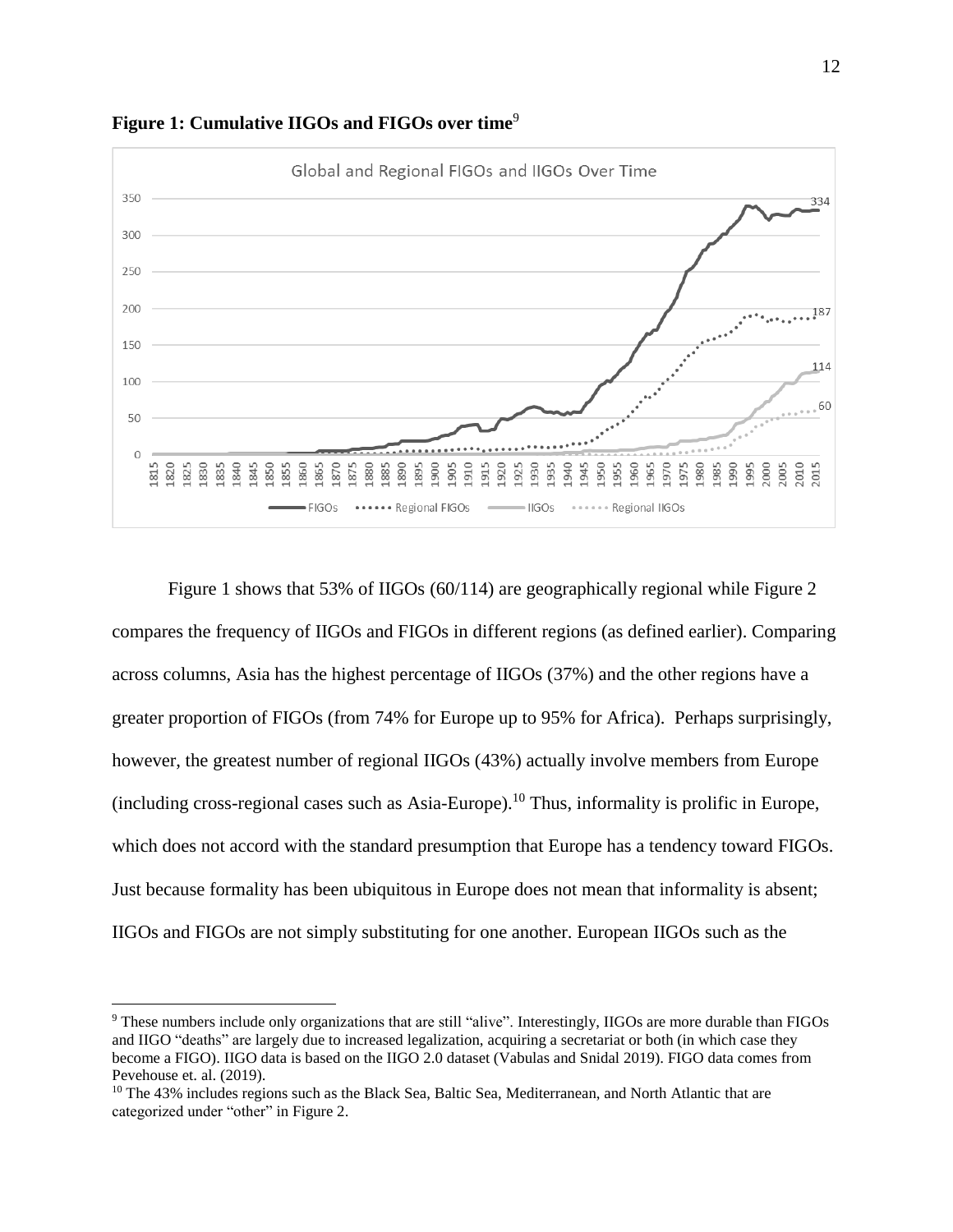**Figure 1: Cumulative IIGOs and FIGOs over time**[9]

Figure 1 shows that 53% of IIGOs (60/114) are geographically regional while Figure 2 compares the frequency of IIGOs and FIGOs in different regions (as defined earlier). Comparing across columns, Asia has the highest percentage of IIGOs (37%) and the other regions have a greater proportion of FIGOs (from 74% for Europe up to 95% for Africa). Perhaps surprisingly, however, the greatest number of regional IIGOs (43%) actually involve members from Europe (including cross-regional cases such as Asia-Europe).[10] Thus, informality is prolific in Europe, which does not accord with the standard presumption that Europe has a tendency toward FIGOs. Just because formality has been ubiquitous in Europe does not mean that informality is absent; IIGOs and FIGOs are not simply substituting for one another. European IIGOs such as the

---

[9] These numbers include only organizations that are still "alive". Interestingly, IIGOs are more durable than FIGOs and IIGO "deaths" are largely due to increased legalization, acquiring a secretariat or both (in which case they become a FIGO). IIGO data is based on the IIGO 2.0 dataset (Vabulas and Snidal 2019). FIGO data comes from Pevehouse et. al. (2019).

[10] The 43% includes regions such as the Black Sea, Baltic Sea, Mediterranean, and North Atlantic that are categorized under "other" in Figure 2.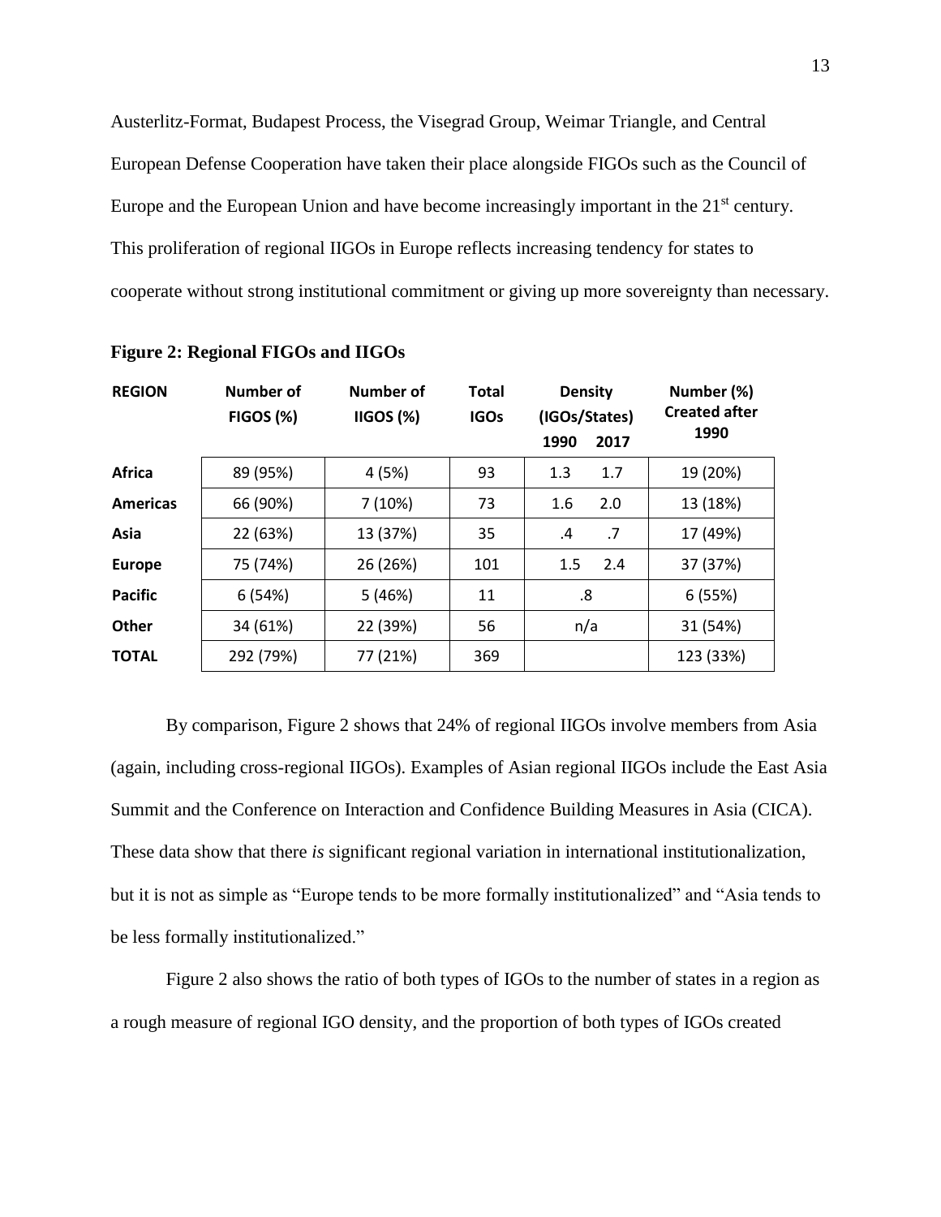Austerlitz-Format, Budapest Process, the Visegrad Group, Weimar Triangle, and Central European Defense Cooperation have taken their place alongside FIGOs such as the Council of Europe and the European Union and have become increasingly important in the 21st century. This proliferation of regional IIGOs in Europe reflects increasing tendency for states to cooperate without strong institutional commitment or giving up more sovereignty than necessary.

**Figure 2: Regional FIGOs and IIGOs**

| REGION | Number of FIGOS (%) | Number of IIGOS (%) | Total IGOs | Density (IGOs/States) | | Number (%) Created after 1990 |
|---|---|---|---|---|---|---|
| | | | | 1990 | 2017 | |
| **Africa** | 89 (95%) | 4 (5%) | 93 | 1.3 | 1.7 | 19 (20%) |
| **Americas** | 66 (90%) | 7 (10%) | 73 | 1.6 | 2.0 | 13 (18%) |
| **Asia** | 22 (63%) | 13 (37%) | 35 | .4 | .7 | 17 (49%) |
| **Europe** | 75 (74%) | 26 (26%) | 101 | 1.5 | 2.4 | 37 (37%) |
| **Pacific** | 6 (54%) | 5 (46%) | 11 | .8 | | 6 (55%) |
| **Other** | 34 (61%) | 22 (39%) | 56 | n/a | | 31 (54%) |
| **TOTAL** | 292 (79%) | 77 (21%) | 369 | | | 123 (33%) |

By comparison, Figure 2 shows that 24% of regional IIGOs involve members from Asia (again, including cross-regional IIGOs). Examples of Asian regional IIGOs include the East Asia Summit and the Conference on Interaction and Confidence Building Measures in Asia (CICA). These data show that there *is* significant regional variation in international institutionalization, but it is not as simple as "Europe tends to be more formally institutionalized" and "Asia tends to be less formally institutionalized."

Figure 2 also shows the ratio of both types of IGOs to the number of states in a region as a rough measure of regional IGO density, and the proportion of both types of IGOs created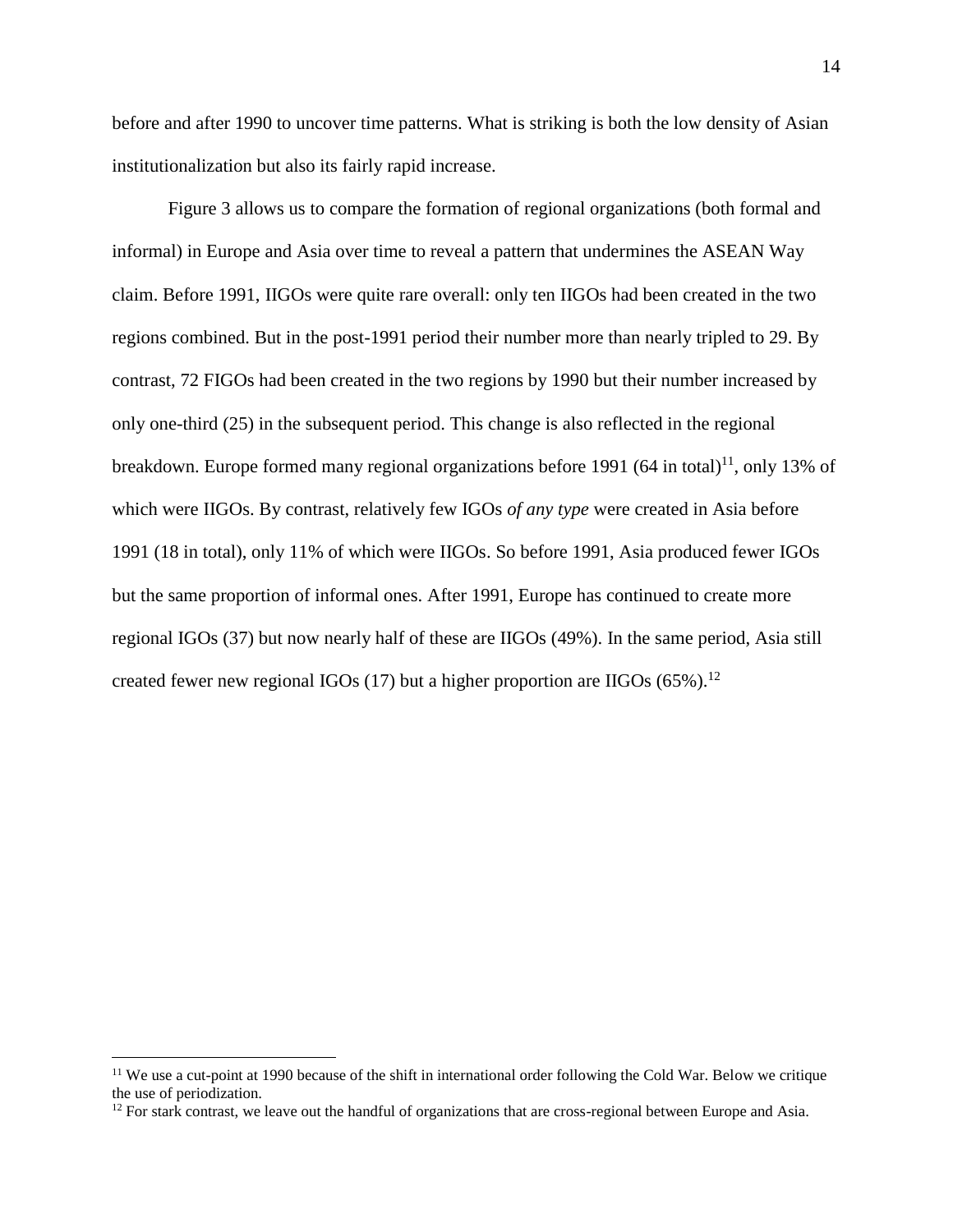before and after 1990 to uncover time patterns. What is striking is both the low density of Asian institutionalization but also its fairly rapid increase.

Figure 3 allows us to compare the formation of regional organizations (both formal and informal) in Europe and Asia over time to reveal a pattern that undermines the ASEAN Way claim. Before 1991, IIGOs were quite rare overall: only ten IIGOs had been created in the two regions combined. But in the post-1991 period their number more than nearly tripled to 29. By contrast, 72 FIGOs had been created in the two regions by 1990 but their number increased by only one-third (25) in the subsequent period. This change is also reflected in the regional breakdown. Europe formed many regional organizations before 1991 (64 in total)[11], only 13% of which were IIGOs. By contrast, relatively few IGOs *of any type* were created in Asia before 1991 (18 in total), only 11% of which were IIGOs. So before 1991, Asia produced fewer IGOs but the same proportion of informal ones. After 1991, Europe has continued to create more regional IGOs (37) but now nearly half of these are IIGOs (49%). In the same period, Asia still created fewer new regional IGOs (17) but a higher proportion are IIGOs (65%).[12]

---

[11] We use a cut-point at 1990 because of the shift in international order following the Cold War. Below we critique the use of periodization.

[12] For stark contrast, we leave out the handful of organizations that are cross-regional between Europe and Asia.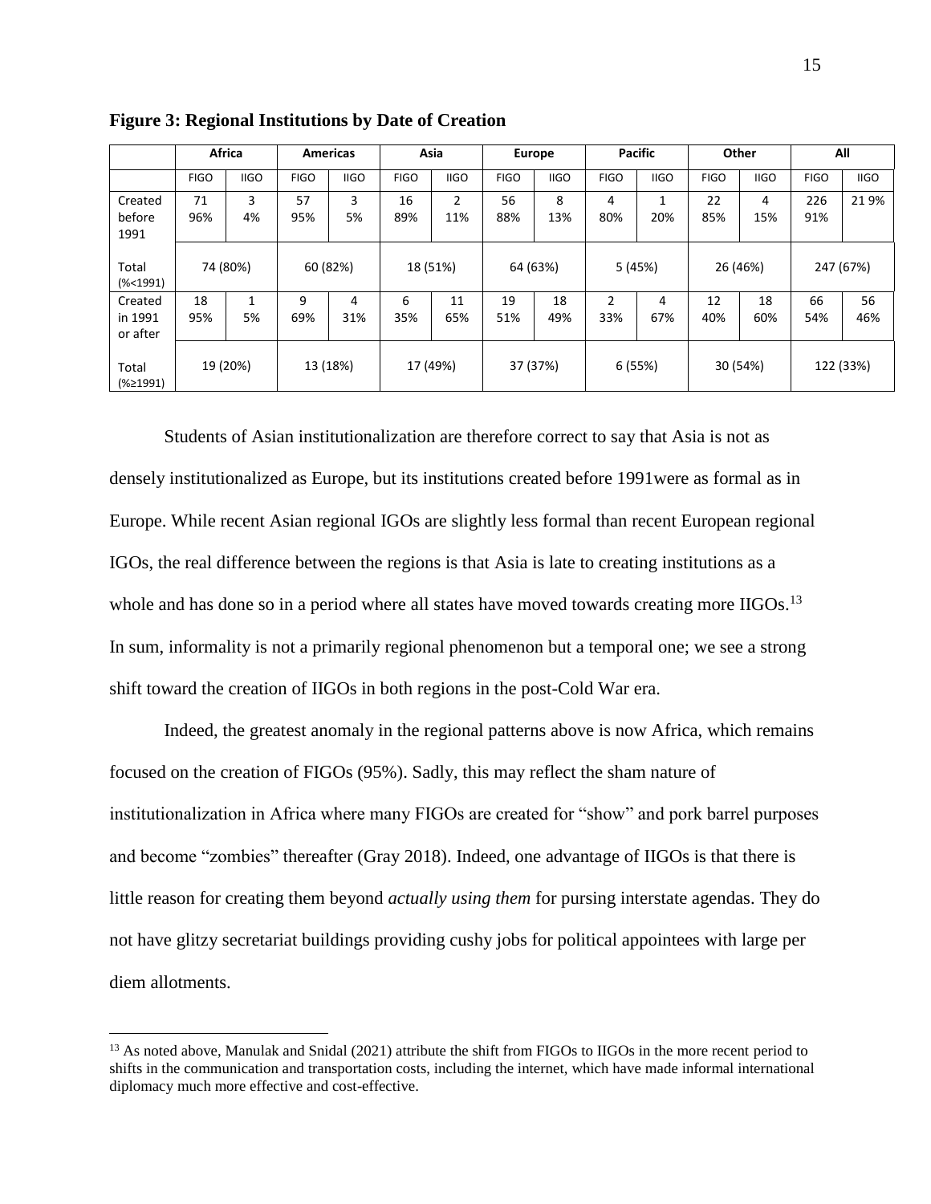**Figure 3: Regional Institutions by Date of Creation**

| | Africa | | Americas | | Asia | | Europe | | Pacific | | Other | | All | |
|---|---|---|---|---|---|---|---|---|---|---|---|---|---|---|
| | FIGO | IIGO | FIGO | IIGO | FIGO | IIGO | FIGO | IIGO | FIGO | IIGO | FIGO | IIGO | FIGO | IIGO |
| Created before 1991 | 71 96% | 3 4% | 57 95% | 3 5% | 16 89% | 2 11% | 56 88% | 8 13% | 4 80% | 1 20% | 22 85% | 4 15% | 226 91% | 21 9% |
| Total (%<1991) | 74 (80%) | | 60 (82%) | | 18 (51%) | | 64 (63%) | | 5 (45%) | | 26 (46%) | | 247 (67%) | |
| Created in 1991 or after | 18 95% | 1 5% | 9 69% | 4 31% | 6 35% | 11 65% | 19 51% | 18 49% | 2 33% | 4 67% | 12 40% | 18 60% | 66 54% | 56 46% |
| Total (%≥1991) | 19 (20%) | | 13 (18%) | | 17 (49%) | | 37 (37%) | | 6 (55%) | | 30 (54%) | | 122 (33%) | |

Students of Asian institutionalization are therefore correct to say that Asia is not as densely institutionalized as Europe, but its institutions created before 1991were as formal as in Europe. While recent Asian regional IGOs are slightly less formal than recent European regional IGOs, the real difference between the regions is that Asia is late to creating institutions as a whole and has done so in a period where all states have moved towards creating more IIGOs.[13] In sum, informality is not a primarily regional phenomenon but a temporal one; we see a strong shift toward the creation of IIGOs in both regions in the post-Cold War era.

Indeed, the greatest anomaly in the regional patterns above is now Africa, which remains focused on the creation of FIGOs (95%). Sadly, this may reflect the sham nature of institutionalization in Africa where many FIGOs are created for "show" and pork barrel purposes and become "zombies" thereafter (Gray 2018). Indeed, one advantage of IIGOs is that there is little reason for creating them beyond *actually using them* for pursing interstate agendas. They do not have glitzy secretariat buildings providing cushy jobs for political appointees with large per diem allotments.

[13] As noted above, Manulak and Snidal (2021) attribute the shift from FIGOs to IIGOs in the more recent period to shifts in the communication and transportation costs, including the internet, which have made informal international diplomacy much more effective and cost-effective.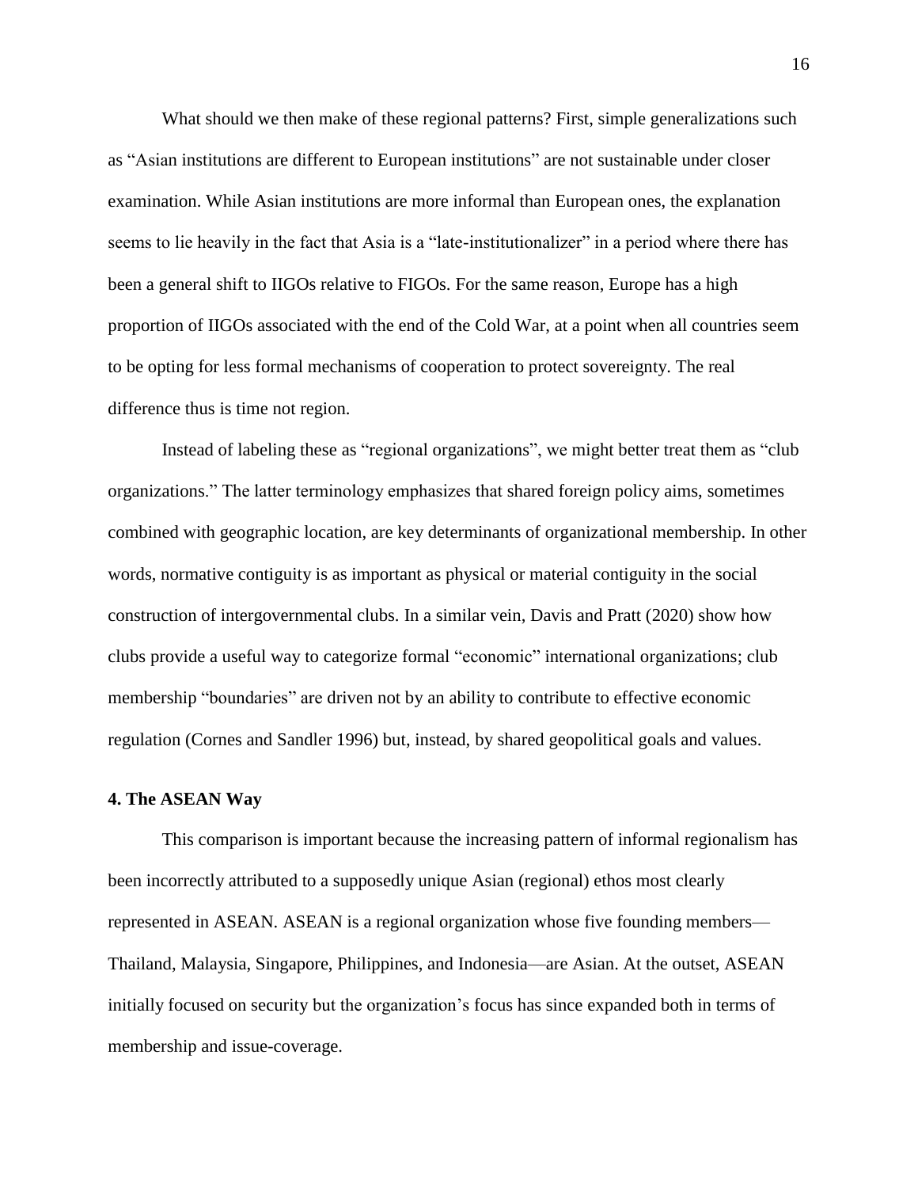What should we then make of these regional patterns? First, simple generalizations such as "Asian institutions are different to European institutions" are not sustainable under closer examination. While Asian institutions are more informal than European ones, the explanation seems to lie heavily in the fact that Asia is a "late-institutionalizer" in a period where there has been a general shift to IIGOs relative to FIGOs. For the same reason, Europe has a high proportion of IIGOs associated with the end of the Cold War, at a point when all countries seem to be opting for less formal mechanisms of cooperation to protect sovereignty. The real difference thus is time not region.

Instead of labeling these as "regional organizations", we might better treat them as "club organizations." The latter terminology emphasizes that shared foreign policy aims, sometimes combined with geographic location, are key determinants of organizational membership. In other words, normative contiguity is as important as physical or material contiguity in the social construction of intergovernmental clubs. In a similar vein, Davis and Pratt (2020) show how clubs provide a useful way to categorize formal "economic" international organizations; club membership "boundaries" are driven not by an ability to contribute to effective economic regulation (Cornes and Sandler 1996) but, instead, by shared geopolitical goals and values.

## 4. The ASEAN Way

This comparison is important because the increasing pattern of informal regionalism has been incorrectly attributed to a supposedly unique Asian (regional) ethos most clearly represented in ASEAN. ASEAN is a regional organization whose five founding members—Thailand, Malaysia, Singapore, Philippines, and Indonesia—are Asian. At the outset, ASEAN initially focused on security but the organization's focus has since expanded both in terms of membership and issue-coverage.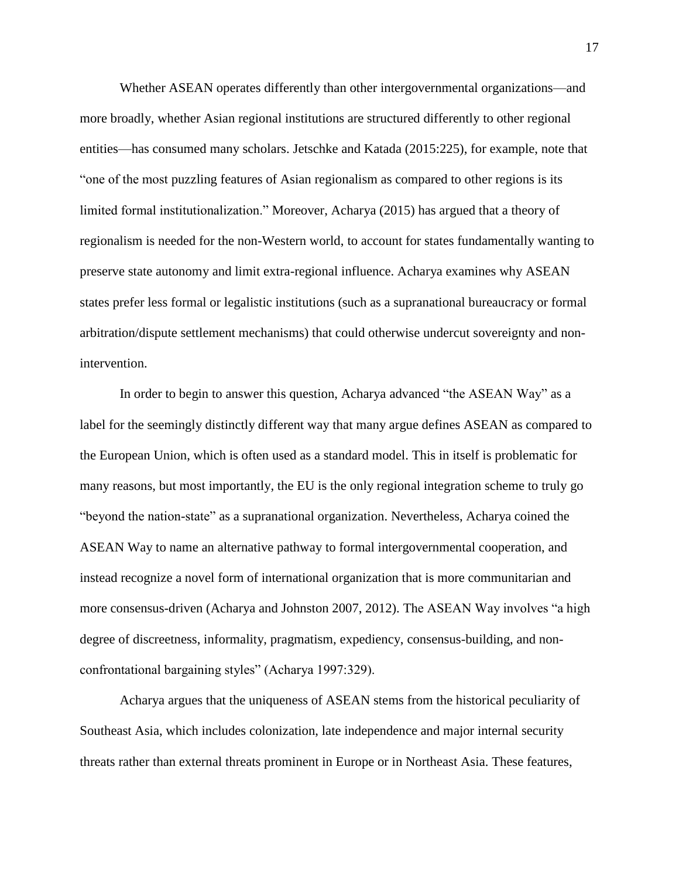Whether ASEAN operates differently than other intergovernmental organizations—and more broadly, whether Asian regional institutions are structured differently to other regional entities—has consumed many scholars. Jetschke and Katada (2015:225), for example, note that "one of the most puzzling features of Asian regionalism as compared to other regions is its limited formal institutionalization." Moreover, Acharya (2015) has argued that a theory of regionalism is needed for the non-Western world, to account for states fundamentally wanting to preserve state autonomy and limit extra-regional influence. Acharya examines why ASEAN states prefer less formal or legalistic institutions (such as a supranational bureaucracy or formal arbitration/dispute settlement mechanisms) that could otherwise undercut sovereignty and non-intervention.

In order to begin to answer this question, Acharya advanced "the ASEAN Way" as a label for the seemingly distinctly different way that many argue defines ASEAN as compared to the European Union, which is often used as a standard model. This in itself is problematic for many reasons, but most importantly, the EU is the only regional integration scheme to truly go "beyond the nation-state" as a supranational organization. Nevertheless, Acharya coined the ASEAN Way to name an alternative pathway to formal intergovernmental cooperation, and instead recognize a novel form of international organization that is more communitarian and more consensus-driven (Acharya and Johnston 2007, 2012). The ASEAN Way involves "a high degree of discreetness, informality, pragmatism, expediency, consensus-building, and non-confrontational bargaining styles" (Acharya 1997:329).

Acharya argues that the uniqueness of ASEAN stems from the historical peculiarity of Southeast Asia, which includes colonization, late independence and major internal security threats rather than external threats prominent in Europe or in Northeast Asia. These features,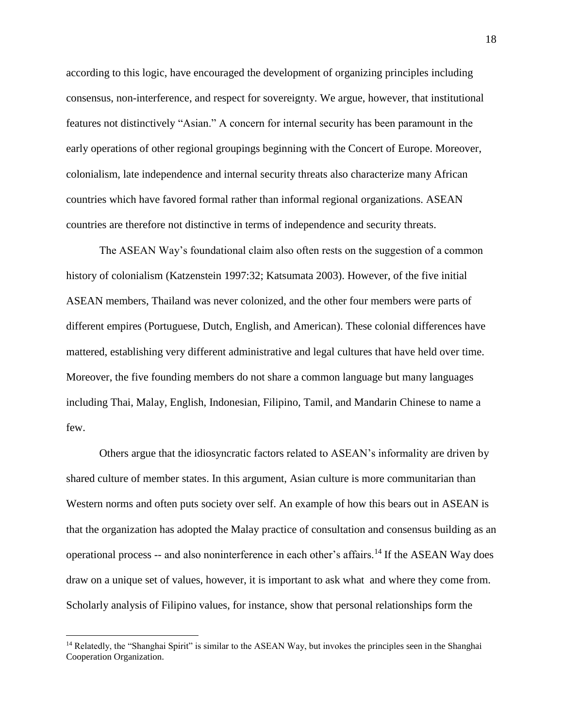according to this logic, have encouraged the development of organizing principles including consensus, non-interference, and respect for sovereignty. We argue, however, that institutional features not distinctively "Asian." A concern for internal security has been paramount in the early operations of other regional groupings beginning with the Concert of Europe. Moreover, colonialism, late independence and internal security threats also characterize many African countries which have favored formal rather than informal regional organizations. ASEAN countries are therefore not distinctive in terms of independence and security threats.

The ASEAN Way's foundational claim also often rests on the suggestion of a common history of colonialism (Katzenstein 1997:32; Katsumata 2003). However, of the five initial ASEAN members, Thailand was never colonized, and the other four members were parts of different empires (Portuguese, Dutch, English, and American). These colonial differences have mattered, establishing very different administrative and legal cultures that have held over time. Moreover, the five founding members do not share a common language but many languages including Thai, Malay, English, Indonesian, Filipino, Tamil, and Mandarin Chinese to name a few.

Others argue that the idiosyncratic factors related to ASEAN's informality are driven by shared culture of member states. In this argument, Asian culture is more communitarian than Western norms and often puts society over self. An example of how this bears out in ASEAN is that the organization has adopted the Malay practice of consultation and consensus building as an operational process -- and also noninterference in each other's affairs.[14] If the ASEAN Way does draw on a unique set of values, however, it is important to ask what and where they come from. Scholarly analysis of Filipino values, for instance, show that personal relationships form the

[14] Relatedly, the "Shanghai Spirit" is similar to the ASEAN Way, but invokes the principles seen in the Shanghai Cooperation Organization.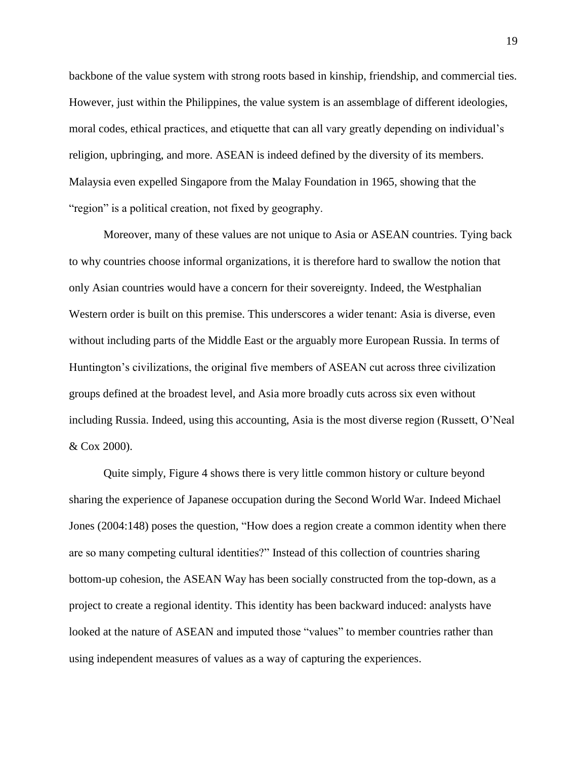backbone of the value system with strong roots based in kinship, friendship, and commercial ties. However, just within the Philippines, the value system is an assemblage of different ideologies, moral codes, ethical practices, and etiquette that can all vary greatly depending on individual's religion, upbringing, and more. ASEAN is indeed defined by the diversity of its members. Malaysia even expelled Singapore from the Malay Foundation in 1965, showing that the "region" is a political creation, not fixed by geography.

Moreover, many of these values are not unique to Asia or ASEAN countries. Tying back to why countries choose informal organizations, it is therefore hard to swallow the notion that only Asian countries would have a concern for their sovereignty. Indeed, the Westphalian Western order is built on this premise. This underscores a wider tenant: Asia is diverse, even without including parts of the Middle East or the arguably more European Russia. In terms of Huntington's civilizations, the original five members of ASEAN cut across three civilization groups defined at the broadest level, and Asia more broadly cuts across six even without including Russia. Indeed, using this accounting, Asia is the most diverse region (Russett, O'Neal & Cox 2000).

Quite simply, Figure 4 shows there is very little common history or culture beyond sharing the experience of Japanese occupation during the Second World War. Indeed Michael Jones (2004:148) poses the question, "How does a region create a common identity when there are so many competing cultural identities?" Instead of this collection of countries sharing bottom-up cohesion, the ASEAN Way has been socially constructed from the top-down, as a project to create a regional identity. This identity has been backward induced: analysts have looked at the nature of ASEAN and imputed those "values" to member countries rather than using independent measures of values as a way of capturing the experiences.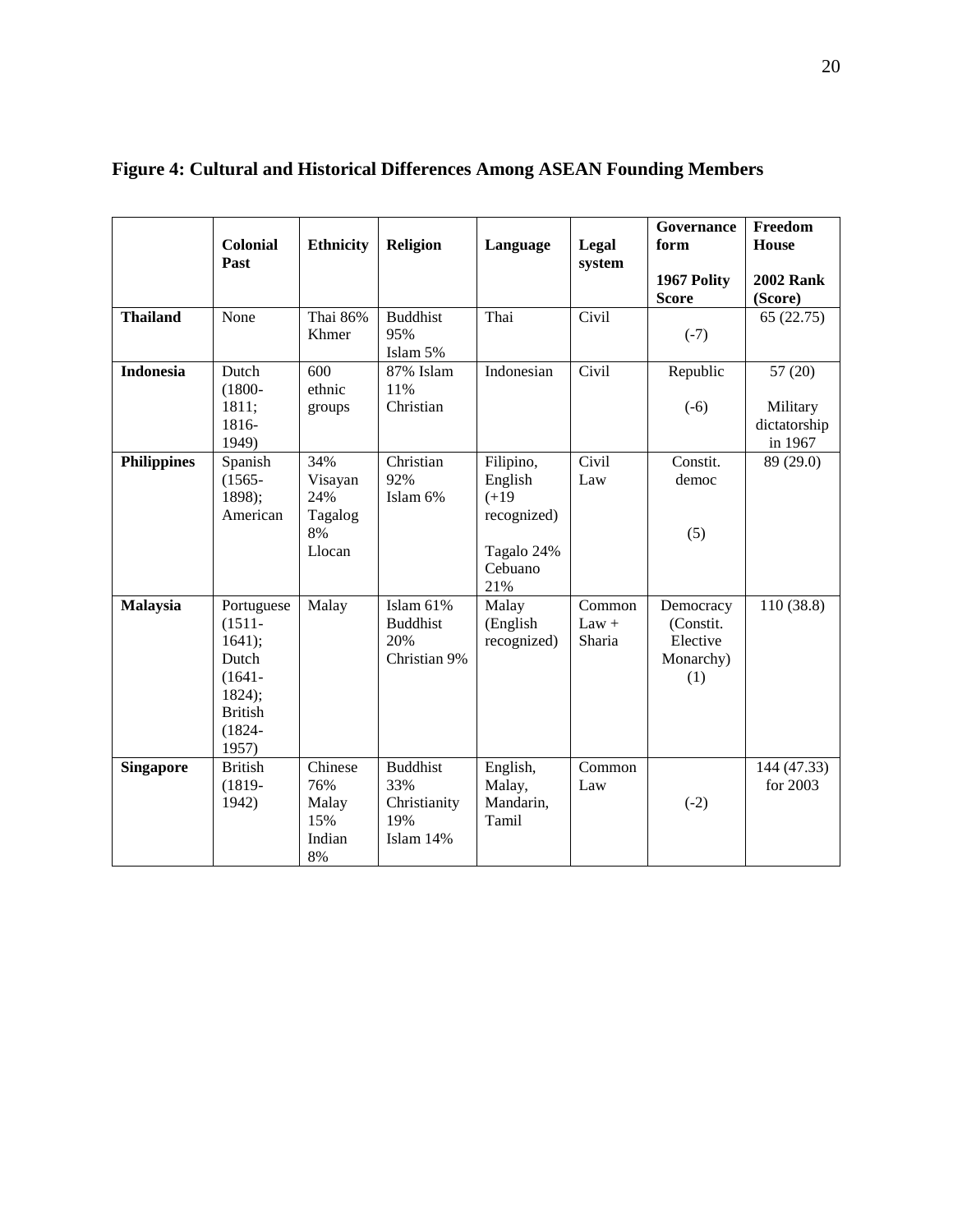**Figure 4: Cultural and Historical Differences Among ASEAN Founding Members**

| | Colonial Past | Ethnicity | Religion | Language | Legal system | Governance form<br><br>1967 Polity Score | Freedom House<br><br>2002 Rank (Score) |
|---|---|---|---|---|---|---|---|
| **Thailand** | None | Thai 86% Khmer | Buddhist 95% Islam 5% | Thai | Civil | (-7) | 65 (22.75) |
| **Indonesia** | Dutch (1800-1811; 1816-1949) | 600 ethnic groups | 87% Islam 11% Christian | Indonesian | Civil | Republic<br><br>(-6) | 57 (20)<br><br>Military dictatorship in 1967 |
| **Philippines** | Spanish (1565-1898); American | 34% Visayan 24% Tagalog 8% Llocan | Christian 92% Islam 6% | Filipino, English (+19 recognized)<br><br>Tagalo 24% Cebuano 21% | Civil Law | Constit. democ<br><br>(5) | 89 (29.0) |
| **Malaysia** | Portuguese (1511-1641); Dutch (1641-1824); British (1824-1957) | Malay | Islam 61% Buddhist 20% Christian 9% | Malay (English recognized) | Common Law + Sharia | Democracy (Constit. Elective Monarchy) (1) | 110 (38.8) |
| **Singapore** | British (1819-1942) | Chinese 76% Malay 15% Indian 8% | Buddhist 33% Christianity 19% Islam 14% | English, Malay, Mandarin, Tamil | Common Law | (-2) | 144 (47.33) for 2003 |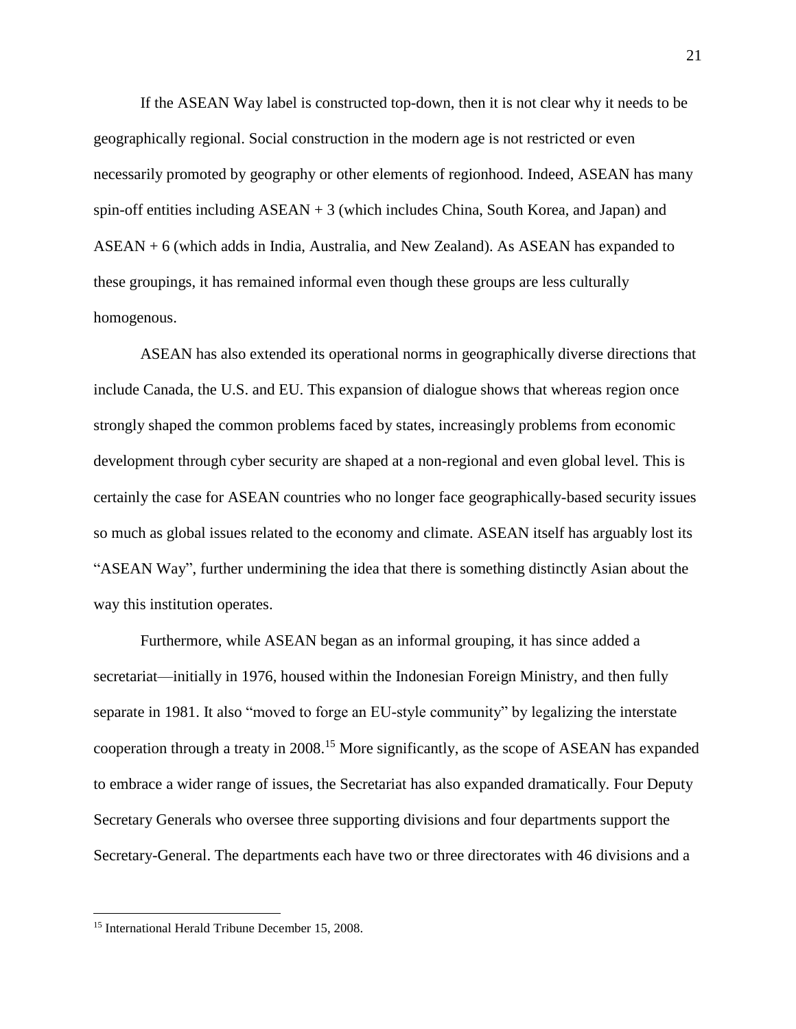If the ASEAN Way label is constructed top-down, then it is not clear why it needs to be geographically regional. Social construction in the modern age is not restricted or even necessarily promoted by geography or other elements of regionhood. Indeed, ASEAN has many spin-off entities including ASEAN + 3 (which includes China, South Korea, and Japan) and ASEAN + 6 (which adds in India, Australia, and New Zealand). As ASEAN has expanded to these groupings, it has remained informal even though these groups are less culturally homogenous.

ASEAN has also extended its operational norms in geographically diverse directions that include Canada, the U.S. and EU. This expansion of dialogue shows that whereas region once strongly shaped the common problems faced by states, increasingly problems from economic development through cyber security are shaped at a non-regional and even global level. This is certainly the case for ASEAN countries who no longer face geographically-based security issues so much as global issues related to the economy and climate. ASEAN itself has arguably lost its "ASEAN Way", further undermining the idea that there is something distinctly Asian about the way this institution operates.

Furthermore, while ASEAN began as an informal grouping, it has since added a secretariat—initially in 1976, housed within the Indonesian Foreign Ministry, and then fully separate in 1981. It also "moved to forge an EU-style community" by legalizing the interstate cooperation through a treaty in 2008.[15] More significantly, as the scope of ASEAN has expanded to embrace a wider range of issues, the Secretariat has also expanded dramatically. Four Deputy Secretary Generals who oversee three supporting divisions and four departments support the Secretary-General. The departments each have two or three directorates with 46 divisions and a

[15] International Herald Tribune December 15, 2008.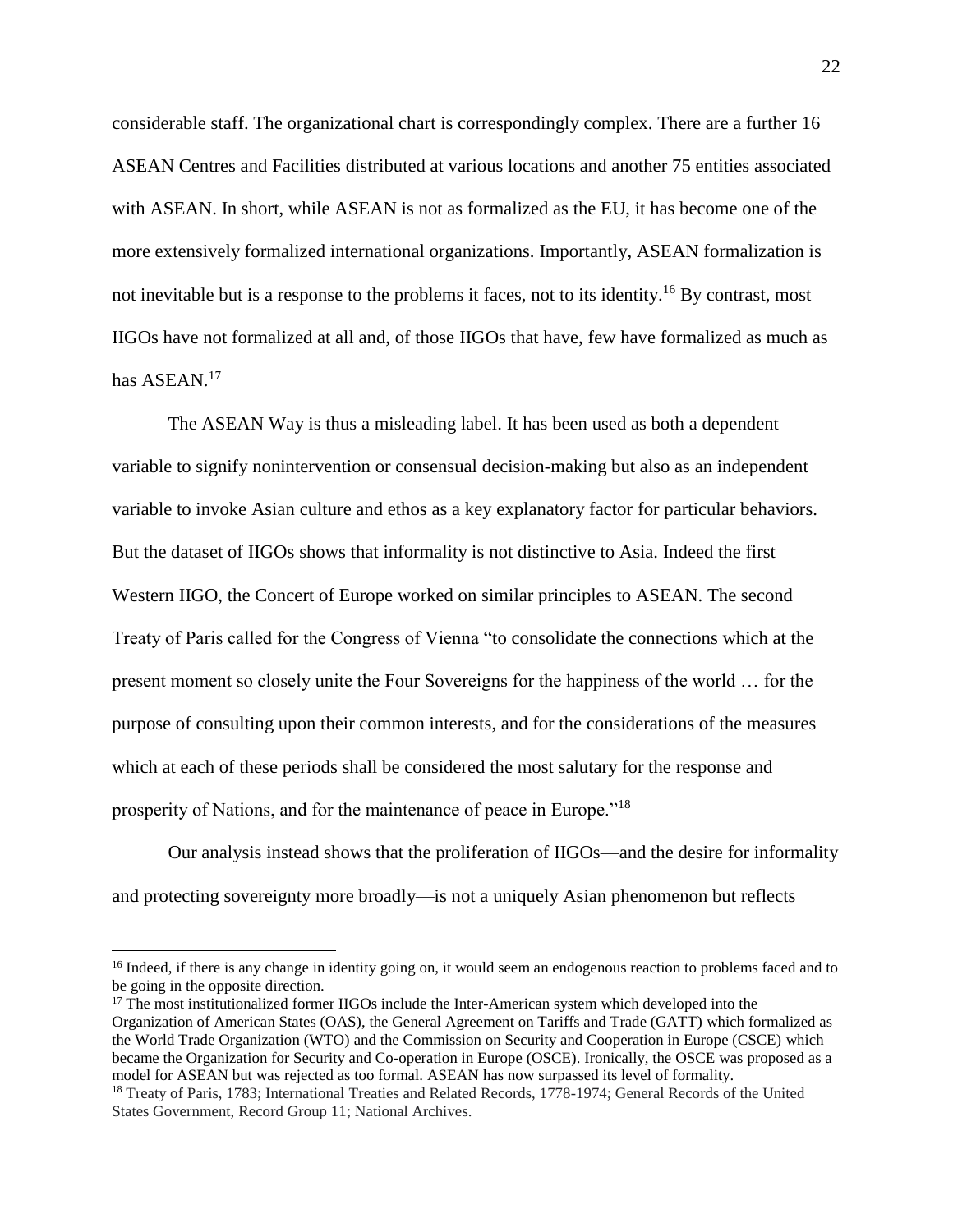considerable staff. The organizational chart is correspondingly complex. There are a further 16 ASEAN Centres and Facilities distributed at various locations and another 75 entities associated with ASEAN. In short, while ASEAN is not as formalized as the EU, it has become one of the more extensively formalized international organizations. Importantly, ASEAN formalization is not inevitable but is a response to the problems it faces, not to its identity.[16] By contrast, most IIGOs have not formalized at all and, of those IIGOs that have, few have formalized as much as has ASEAN.[17]

The ASEAN Way is thus a misleading label. It has been used as both a dependent variable to signify nonintervention or consensual decision-making but also as an independent variable to invoke Asian culture and ethos as a key explanatory factor for particular behaviors. But the dataset of IIGOs shows that informality is not distinctive to Asia. Indeed the first Western IIGO, the Concert of Europe worked on similar principles to ASEAN. The second Treaty of Paris called for the Congress of Vienna "to consolidate the connections which at the present moment so closely unite the Four Sovereigns for the happiness of the world … for the purpose of consulting upon their common interests, and for the considerations of the measures which at each of these periods shall be considered the most salutary for the response and prosperity of Nations, and for the maintenance of peace in Europe."[18]

Our analysis instead shows that the proliferation of IIGOs—and the desire for informality and protecting sovereignty more broadly—is not a uniquely Asian phenomenon but reflects

---

[16] Indeed, if there is any change in identity going on, it would seem an endogenous reaction to problems faced and to be going in the opposite direction.

[17] The most institutionalized former IIGOs include the Inter-American system which developed into the Organization of American States (OAS), the General Agreement on Tariffs and Trade (GATT) which formalized as the World Trade Organization (WTO) and the Commission on Security and Cooperation in Europe (CSCE) which became the Organization for Security and Co-operation in Europe (OSCE). Ironically, the OSCE was proposed as a model for ASEAN but was rejected as too formal. ASEAN has now surpassed its level of formality.

[18] Treaty of Paris, 1783; International Treaties and Related Records, 1778-1974; General Records of the United States Government, Record Group 11; National Archives.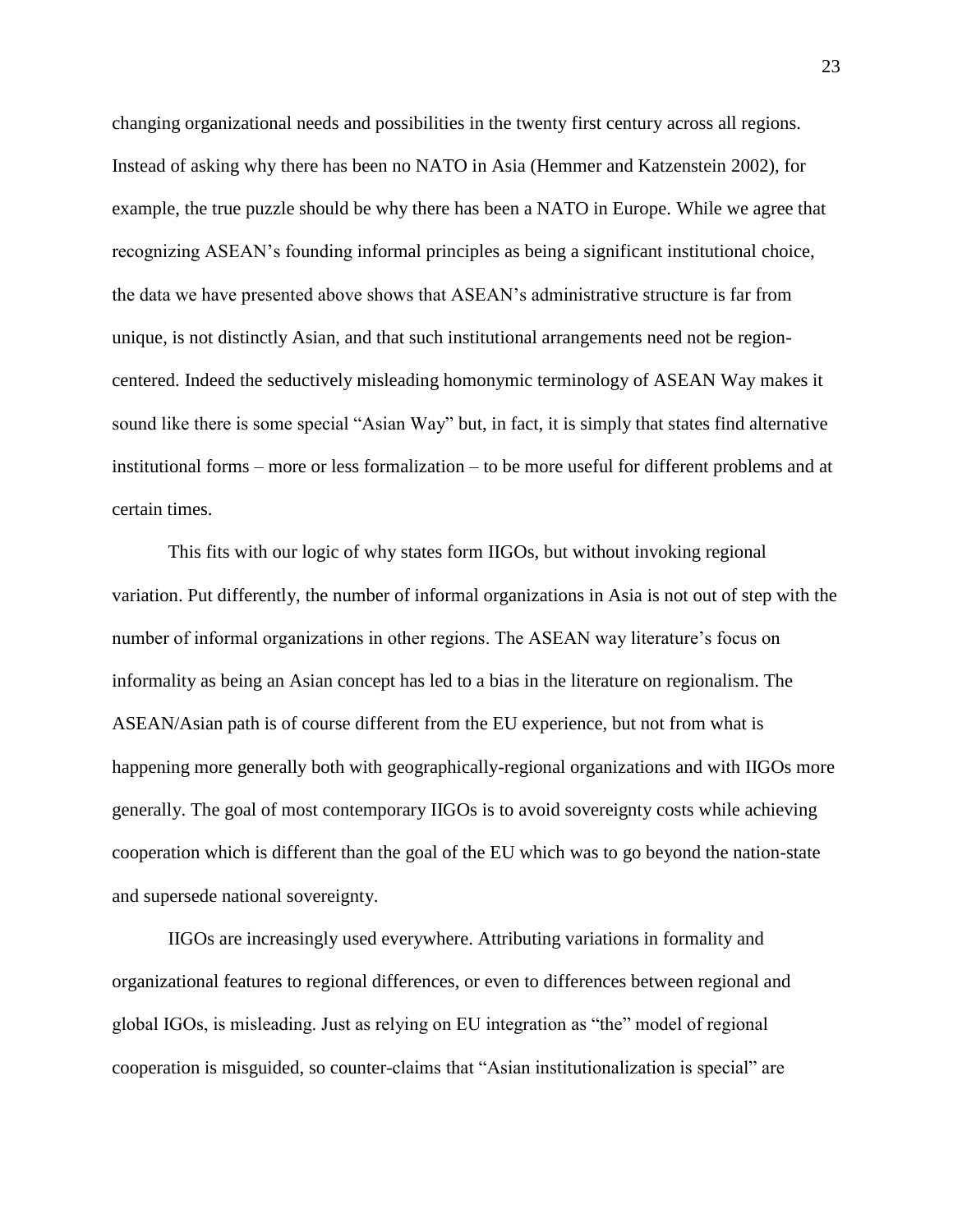changing organizational needs and possibilities in the twenty first century across all regions. Instead of asking why there has been no NATO in Asia (Hemmer and Katzenstein 2002), for example, the true puzzle should be why there has been a NATO in Europe. While we agree that recognizing ASEAN's founding informal principles as being a significant institutional choice, the data we have presented above shows that ASEAN's administrative structure is far from unique, is not distinctly Asian, and that such institutional arrangements need not be region-centered. Indeed the seductively misleading homonymic terminology of ASEAN Way makes it sound like there is some special "Asian Way" but, in fact, it is simply that states find alternative institutional forms – more or less formalization – to be more useful for different problems and at certain times.

This fits with our logic of why states form IIGOs, but without invoking regional variation. Put differently, the number of informal organizations in Asia is not out of step with the number of informal organizations in other regions. The ASEAN way literature's focus on informality as being an Asian concept has led to a bias in the literature on regionalism. The ASEAN/Asian path is of course different from the EU experience, but not from what is happening more generally both with geographically-regional organizations and with IIGOs more generally. The goal of most contemporary IIGOs is to avoid sovereignty costs while achieving cooperation which is different than the goal of the EU which was to go beyond the nation-state and supersede national sovereignty.

IIGOs are increasingly used everywhere. Attributing variations in formality and organizational features to regional differences, or even to differences between regional and global IGOs, is misleading. Just as relying on EU integration as "the" model of regional cooperation is misguided, so counter-claims that "Asian institutionalization is special" are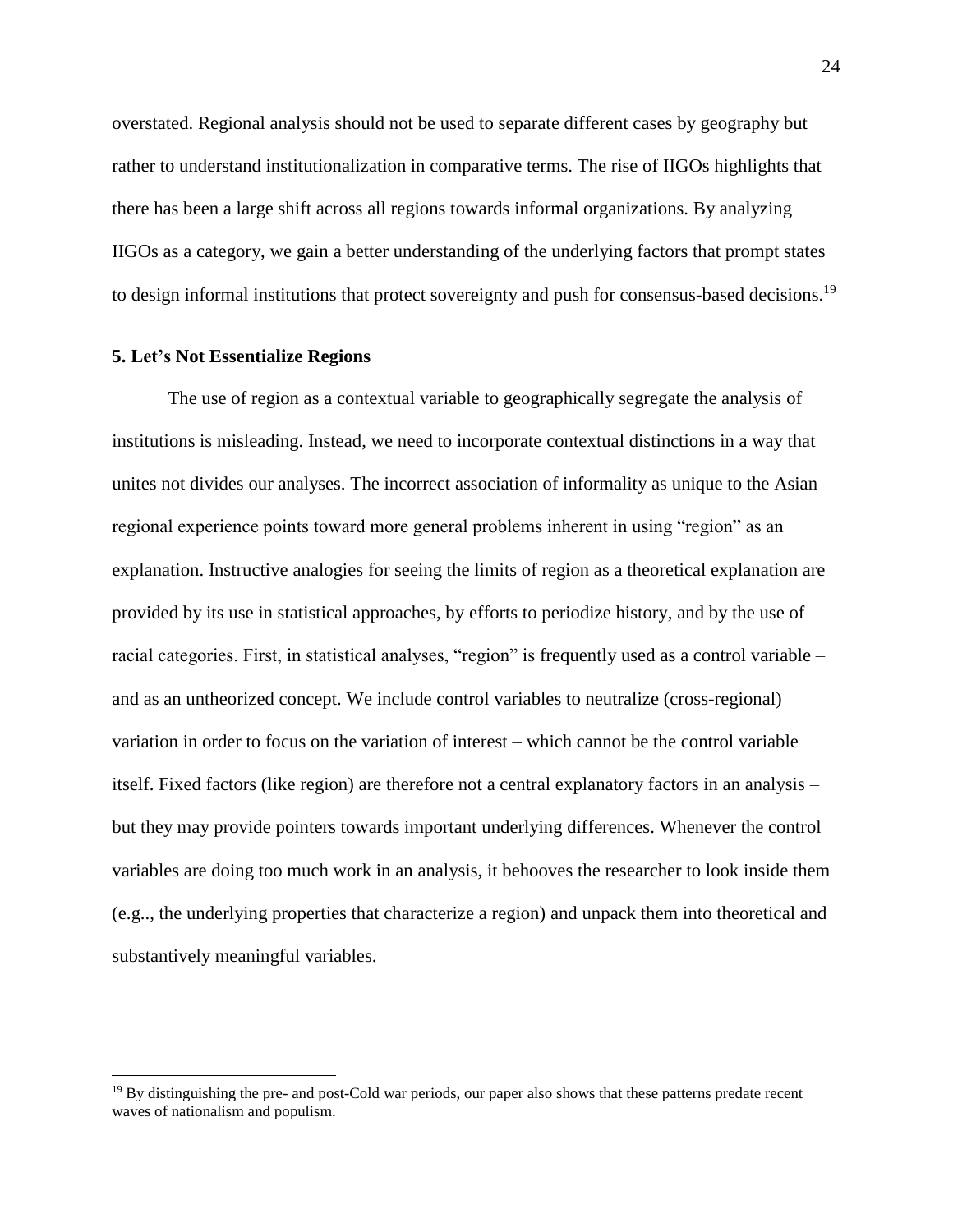overstated. Regional analysis should not be used to separate different cases by geography but rather to understand institutionalization in comparative terms. The rise of IIGOs highlights that there has been a large shift across all regions towards informal organizations. By analyzing IIGOs as a category, we gain a better understanding of the underlying factors that prompt states to design informal institutions that protect sovereignty and push for consensus-based decisions.[19]

**5. Let's Not Essentialize Regions**

The use of region as a contextual variable to geographically segregate the analysis of institutions is misleading. Instead, we need to incorporate contextual distinctions in a way that unites not divides our analyses. The incorrect association of informality as unique to the Asian regional experience points toward more general problems inherent in using "region" as an explanation. Instructive analogies for seeing the limits of region as a theoretical explanation are provided by its use in statistical approaches, by efforts to periodize history, and by the use of racial categories. First, in statistical analyses, "region" is frequently used as a control variable – and as an untheorized concept. We include control variables to neutralize (cross-regional) variation in order to focus on the variation of interest – which cannot be the control variable itself. Fixed factors (like region) are therefore not a central explanatory factors in an analysis – but they may provide pointers towards important underlying differences. Whenever the control variables are doing too much work in an analysis, it behooves the researcher to look inside them (e.g.., the underlying properties that characterize a region) and unpack them into theoretical and substantively meaningful variables.

---

[19] By distinguishing the pre- and post-Cold war periods, our paper also shows that these patterns predate recent waves of nationalism and populism.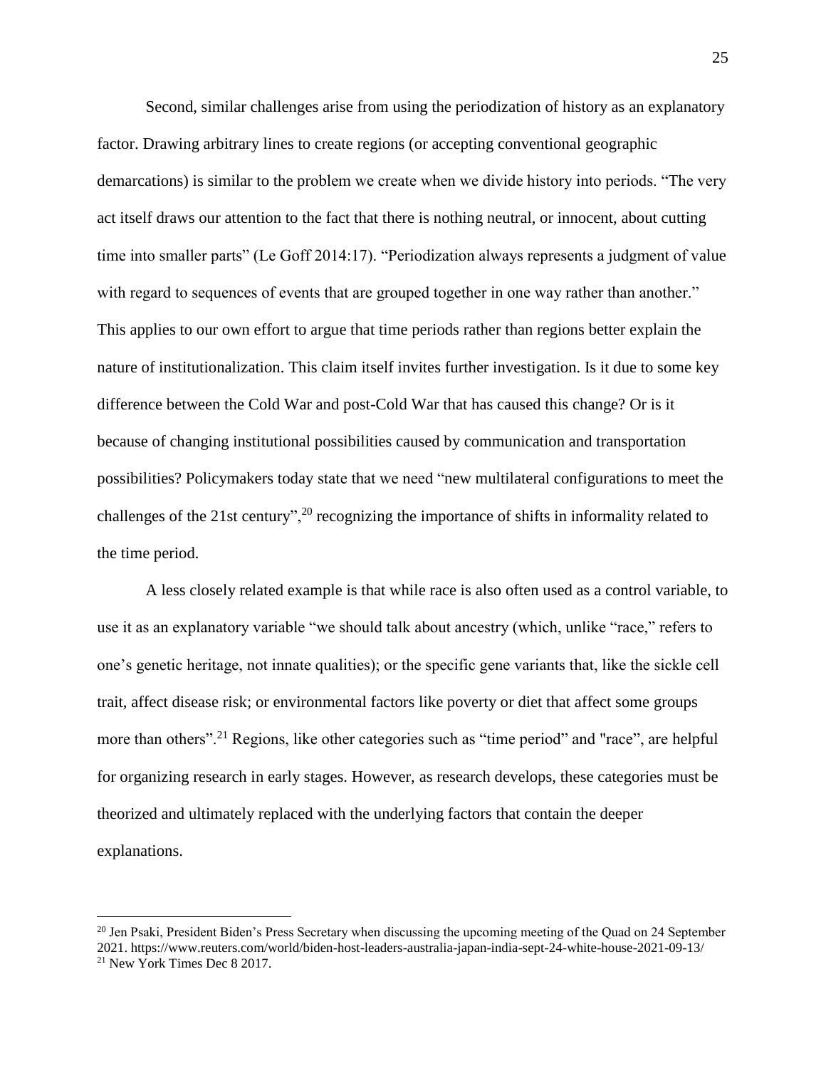Second, similar challenges arise from using the periodization of history as an explanatory factor. Drawing arbitrary lines to create regions (or accepting conventional geographic demarcations) is similar to the problem we create when we divide history into periods. “The very act itself draws our attention to the fact that there is nothing neutral, or innocent, about cutting time into smaller parts” (Le Goff 2014:17). “Periodization always represents a judgment of value with regard to sequences of events that are grouped together in one way rather than another.” This applies to our own effort to argue that time periods rather than regions better explain the nature of institutionalization. This claim itself invites further investigation. Is it due to some key difference between the Cold War and post-Cold War that has caused this change? Or is it because of changing institutional possibilities caused by communication and transportation possibilities? Policymakers today state that we need “new multilateral configurations to meet the challenges of the 21st century”,[20] recognizing the importance of shifts in informality related to the time period.

A less closely related example is that while race is also often used as a control variable, to use it as an explanatory variable “we should talk about ancestry (which, unlike “race,” refers to one’s genetic heritage, not innate qualities); or the specific gene variants that, like the sickle cell trait, affect disease risk; or environmental factors like poverty or diet that affect some groups more than others”.[21] Regions, like other categories such as “time period” and "race", are helpful for organizing research in early stages. However, as research develops, these categories must be theorized and ultimately replaced with the underlying factors that contain the deeper explanations.

---

[20] Jen Psaki, President Biden’s Press Secretary when discussing the upcoming meeting of the Quad on 24 September 2021. https://www.reuters.com/world/biden-host-leaders-australia-japan-india-sept-24-white-house-2021-09-13/

[21] New York Times Dec 8 2017.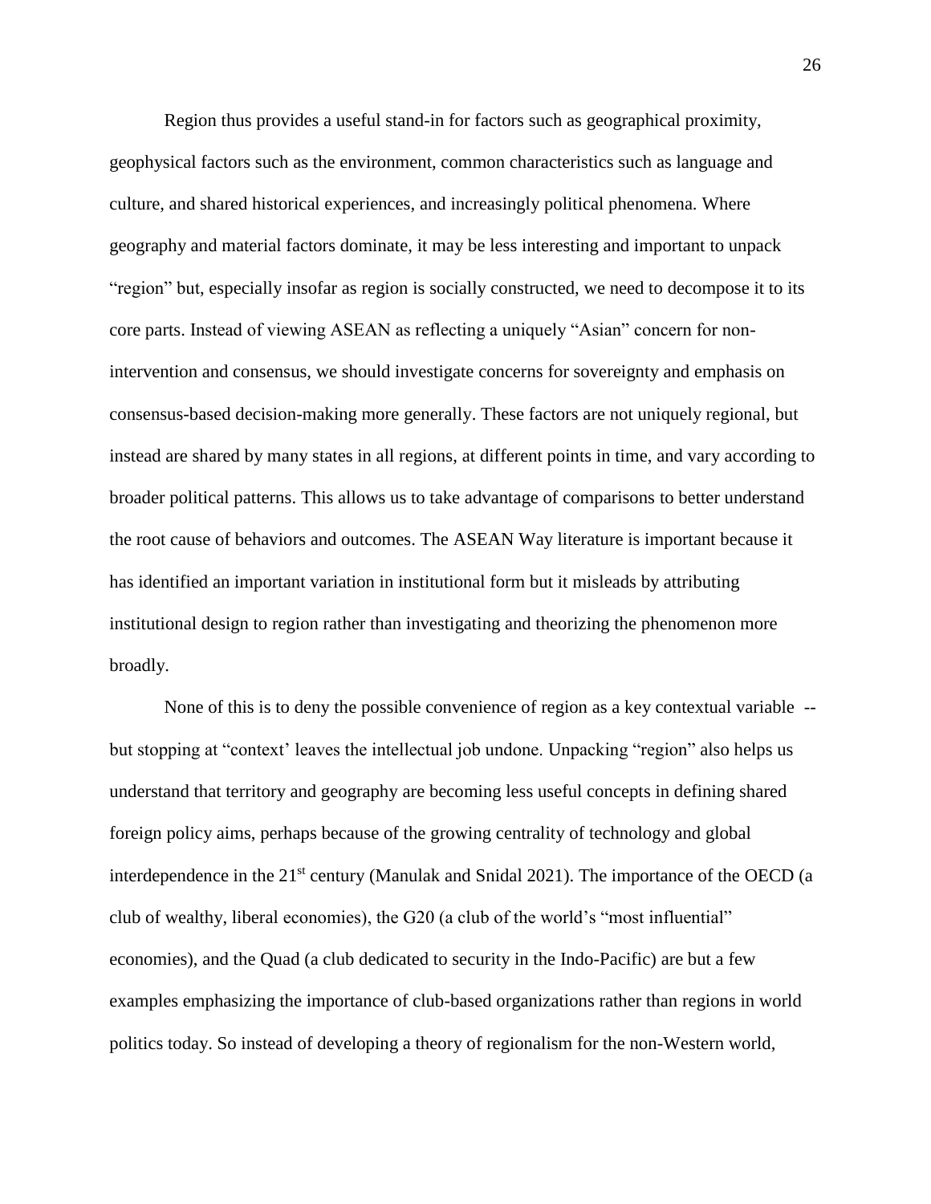Region thus provides a useful stand-in for factors such as geographical proximity, geophysical factors such as the environment, common characteristics such as language and culture, and shared historical experiences, and increasingly political phenomena. Where geography and material factors dominate, it may be less interesting and important to unpack "region" but, especially insofar as region is socially constructed, we need to decompose it to its core parts. Instead of viewing ASEAN as reflecting a uniquely "Asian" concern for non-intervention and consensus, we should investigate concerns for sovereignty and emphasis on consensus-based decision-making more generally. These factors are not uniquely regional, but instead are shared by many states in all regions, at different points in time, and vary according to broader political patterns. This allows us to take advantage of comparisons to better understand the root cause of behaviors and outcomes. The ASEAN Way literature is important because it has identified an important variation in institutional form but it misleads by attributing institutional design to region rather than investigating and theorizing the phenomenon more broadly.

None of this is to deny the possible convenience of region as a key contextual variable -- but stopping at "context' leaves the intellectual job undone. Unpacking "region" also helps us understand that territory and geography are becoming less useful concepts in defining shared foreign policy aims, perhaps because of the growing centrality of technology and global interdependence in the 21st century (Manulak and Snidal 2021). The importance of the OECD (a club of wealthy, liberal economies), the G20 (a club of the world's "most influential" economies), and the Quad (a club dedicated to security in the Indo-Pacific) are but a few examples emphasizing the importance of club-based organizations rather than regions in world politics today. So instead of developing a theory of regionalism for the non-Western world,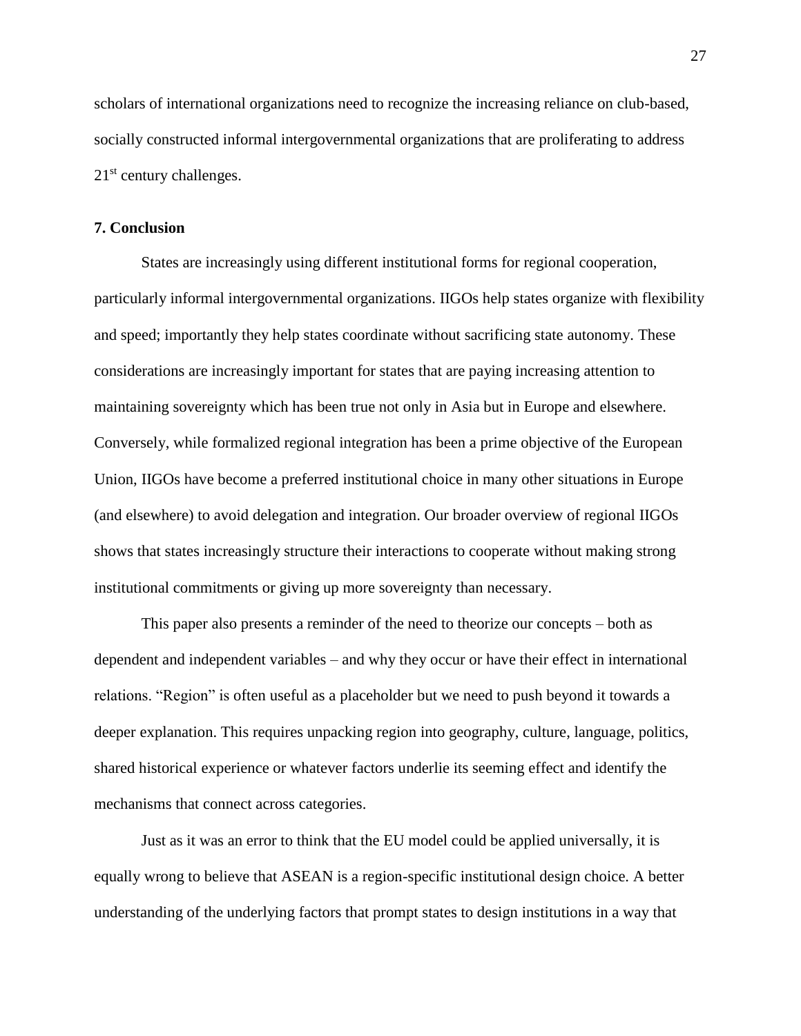scholars of international organizations need to recognize the increasing reliance on club-based, socially constructed informal intergovernmental organizations that are proliferating to address 21st century challenges.

## 7. Conclusion

States are increasingly using different institutional forms for regional cooperation, particularly informal intergovernmental organizations. IIGOs help states organize with flexibility and speed; importantly they help states coordinate without sacrificing state autonomy. These considerations are increasingly important for states that are paying increasing attention to maintaining sovereignty which has been true not only in Asia but in Europe and elsewhere. Conversely, while formalized regional integration has been a prime objective of the European Union, IIGOs have become a preferred institutional choice in many other situations in Europe (and elsewhere) to avoid delegation and integration. Our broader overview of regional IIGOs shows that states increasingly structure their interactions to cooperate without making strong institutional commitments or giving up more sovereignty than necessary.

This paper also presents a reminder of the need to theorize our concepts – both as dependent and independent variables – and why they occur or have their effect in international relations. "Region" is often useful as a placeholder but we need to push beyond it towards a deeper explanation. This requires unpacking region into geography, culture, language, politics, shared historical experience or whatever factors underlie its seeming effect and identify the mechanisms that connect across categories.

Just as it was an error to think that the EU model could be applied universally, it is equally wrong to believe that ASEAN is a region-specific institutional design choice. A better understanding of the underlying factors that prompt states to design institutions in a way that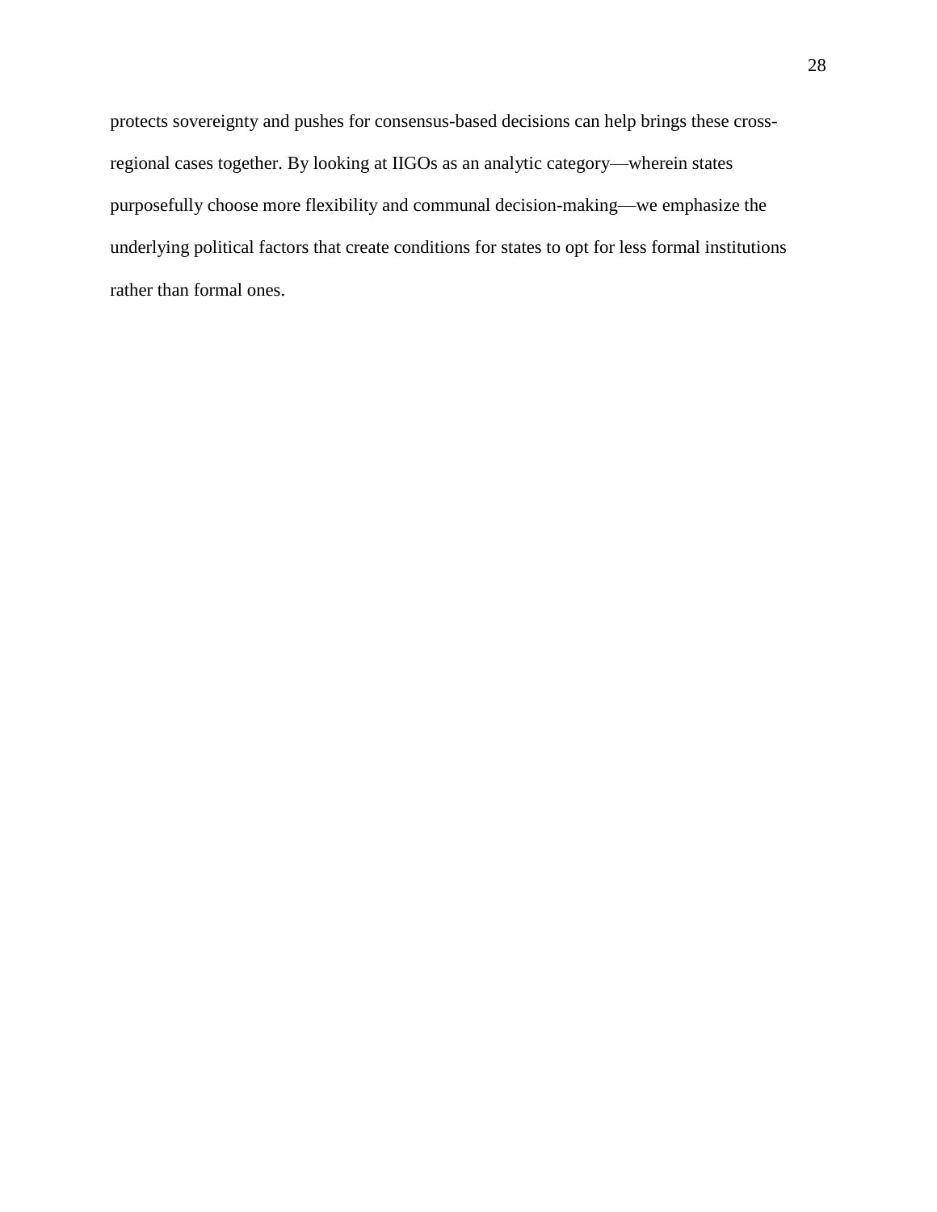protects sovereignty and pushes for consensus-based decisions can help brings these cross-regional cases together. By looking at IIGOs as an analytic category—wherein states purposefully choose more flexibility and communal decision-making—we emphasize the underlying political factors that create conditions for states to opt for less formal institutions rather than formal ones.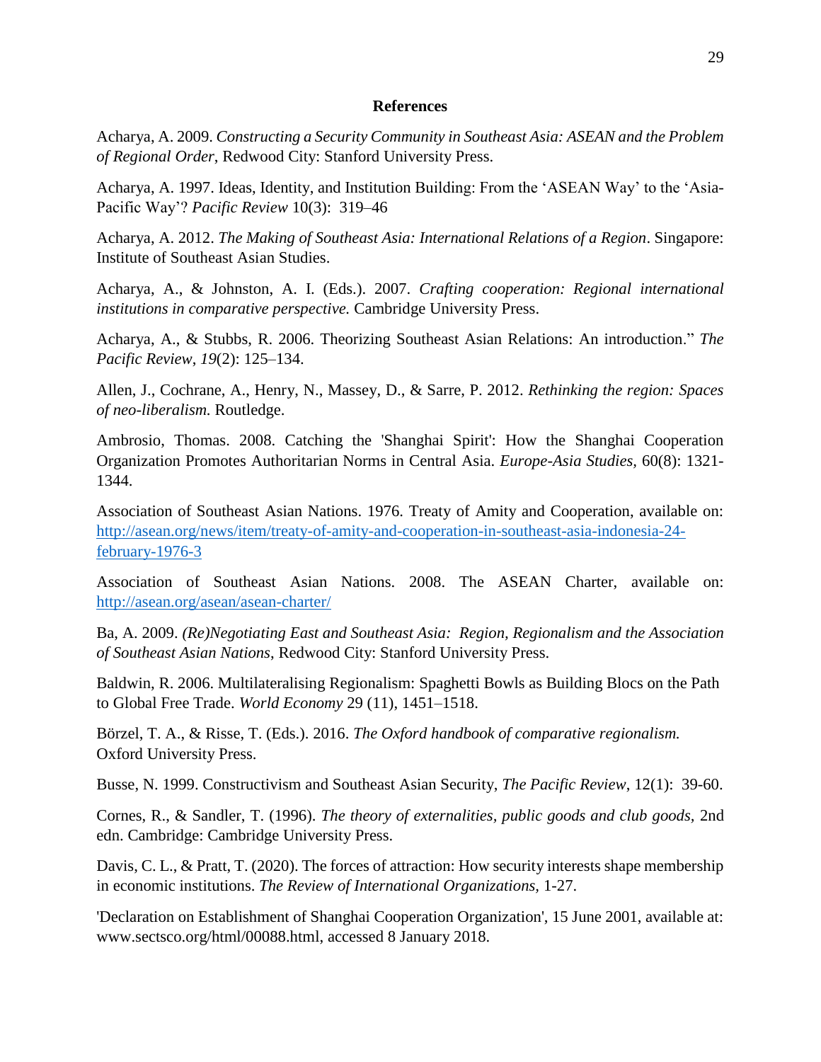**References**

Acharya, A. 2009. *Constructing a Security Community in Southeast Asia: ASEAN and the Problem of Regional Order*, Redwood City: Stanford University Press.

Acharya, A. 1997. Ideas, Identity, and Institution Building: From the 'ASEAN Way' to the 'Asia-Pacific Way'? *Pacific Review* 10(3): 319–46

Acharya, A. 2012. *The Making of Southeast Asia: International Relations of a Region*. Singapore: Institute of Southeast Asian Studies.

Acharya, A., & Johnston, A. I. (Eds.). 2007. *Crafting cooperation: Regional international institutions in comparative perspective.* Cambridge University Press.

Acharya, A., & Stubbs, R. 2006. Theorizing Southeast Asian Relations: An introduction." *The Pacific Review*, *19*(2): 125–134.

Allen, J., Cochrane, A., Henry, N., Massey, D., & Sarre, P. 2012. *Rethinking the region: Spaces of neo-liberalism.* Routledge.

Ambrosio, Thomas. 2008. Catching the 'Shanghai Spirit': How the Shanghai Cooperation Organization Promotes Authoritarian Norms in Central Asia. *Europe-Asia Studies*, 60(8): 1321-1344.

Association of Southeast Asian Nations. 1976. Treaty of Amity and Cooperation, available on: http://asean.org/news/item/treaty-of-amity-and-cooperation-in-southeast-asia-indonesia-24-february-1976-3

Association of Southeast Asian Nations. 2008. The ASEAN Charter, available on: http://asean.org/asean/asean-charter/

Ba, A. 2009. *(Re)Negotiating East and Southeast Asia: Region, Regionalism and the Association of Southeast Asian Nations*, Redwood City: Stanford University Press.

Baldwin, R. 2006. Multilateralising Regionalism: Spaghetti Bowls as Building Blocs on the Path to Global Free Trade. *World Economy* 29 (11), 1451–1518.

Börzel, T. A., & Risse, T. (Eds.). 2016. *The Oxford handbook of comparative regionalism.* Oxford University Press.

Busse, N. 1999. Constructivism and Southeast Asian Security, *The Pacific Review*, 12(1): 39-60.

Cornes, R., & Sandler, T. (1996). *The theory of externalities, public goods and club goods*, 2nd edn. Cambridge: Cambridge University Press.

Davis, C. L., & Pratt, T. (2020). The forces of attraction: How security interests shape membership in economic institutions. *The Review of International Organizations*, 1-27.

'Declaration on Establishment of Shanghai Cooperation Organization', 15 June 2001, available at: www.sectsco.org/html/00088.html, accessed 8 January 2018.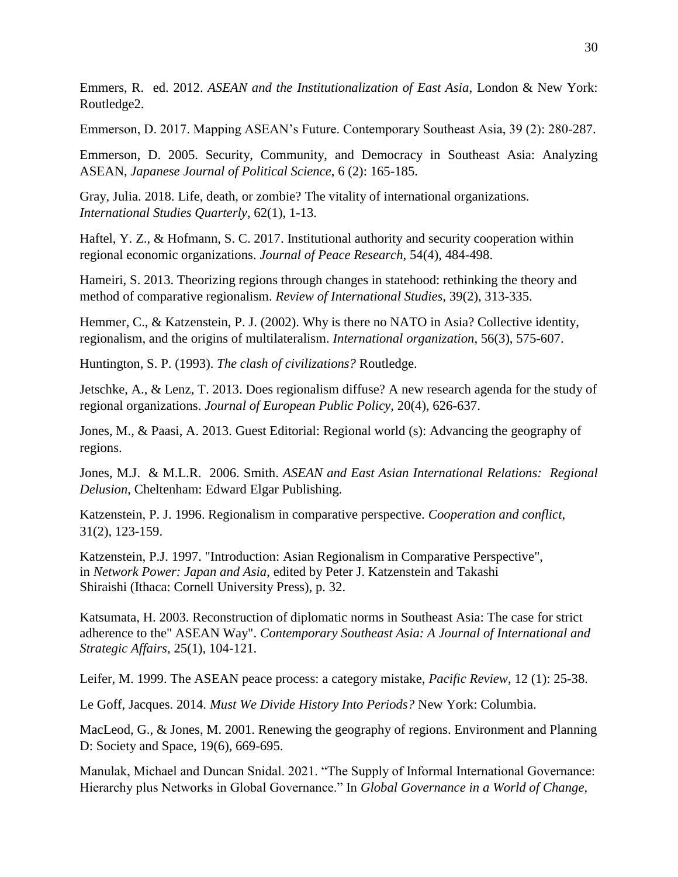Emmers, R. ed. 2012. *ASEAN and the Institutionalization of East Asia*, London & New York: Routledge2.

Emmerson, D. 2017. Mapping ASEAN's Future. Contemporary Southeast Asia, 39 (2): 280-287.

Emmerson, D. 2005. Security, Community, and Democracy in Southeast Asia: Analyzing ASEAN, *Japanese Journal of Political Science*, 6 (2): 165-185.

Gray, Julia. 2018. Life, death, or zombie? The vitality of international organizations. *International Studies Quarterly,* 62(1), 1-13.

Haftel, Y. Z., & Hofmann, S. C. 2017. Institutional authority and security cooperation within regional economic organizations. *Journal of Peace Research*, 54(4), 484-498.

Hameiri, S. 2013. Theorizing regions through changes in statehood: rethinking the theory and method of comparative regionalism. *Review of International Studies,* 39(2), 313-335.

Hemmer, C., & Katzenstein, P. J. (2002). Why is there no NATO in Asia? Collective identity, regionalism, and the origins of multilateralism. *International organization*, 56(3), 575-607.

Huntington, S. P. (1993). *The clash of civilizations?* Routledge.

Jetschke, A., & Lenz, T. 2013. Does regionalism diffuse? A new research agenda for the study of regional organizations. *Journal of European Public Policy,* 20(4), 626-637.

Jones, M., & Paasi, A. 2013. Guest Editorial: Regional world (s): Advancing the geography of regions.

Jones, M.J. & M.L.R. 2006. Smith. *ASEAN and East Asian International Relations: Regional Delusion*, Cheltenham: Edward Elgar Publishing.

Katzenstein, P. J. 1996. Regionalism in comparative perspective. *Cooperation and conflict,* 31(2), 123-159.

Katzenstein, P.J. 1997. "Introduction: Asian Regionalism in Comparative Perspective", in *Network Power: Japan and Asia*, edited by Peter J. Katzenstein and Takashi Shiraishi (Ithaca: Cornell University Press), p. 32.

Katsumata, H. 2003. Reconstruction of diplomatic norms in Southeast Asia: The case for strict adherence to the" ASEAN Way". *Contemporary Southeast Asia: A Journal of International and Strategic Affairs,* 25(1), 104-121.

Leifer, M. 1999. The ASEAN peace process: a category mistake, *Pacific Review*, 12 (1): 25-38.

Le Goff, Jacques. 2014. *Must We Divide History Into Periods?* New York: Columbia.

MacLeod, G., & Jones, M. 2001. Renewing the geography of regions. Environment and Planning D: Society and Space, 19(6), 669-695.

Manulak, Michael and Duncan Snidal. 2021. "The Supply of Informal International Governance: Hierarchy plus Networks in Global Governance." In *Global Governance in a World of Change*,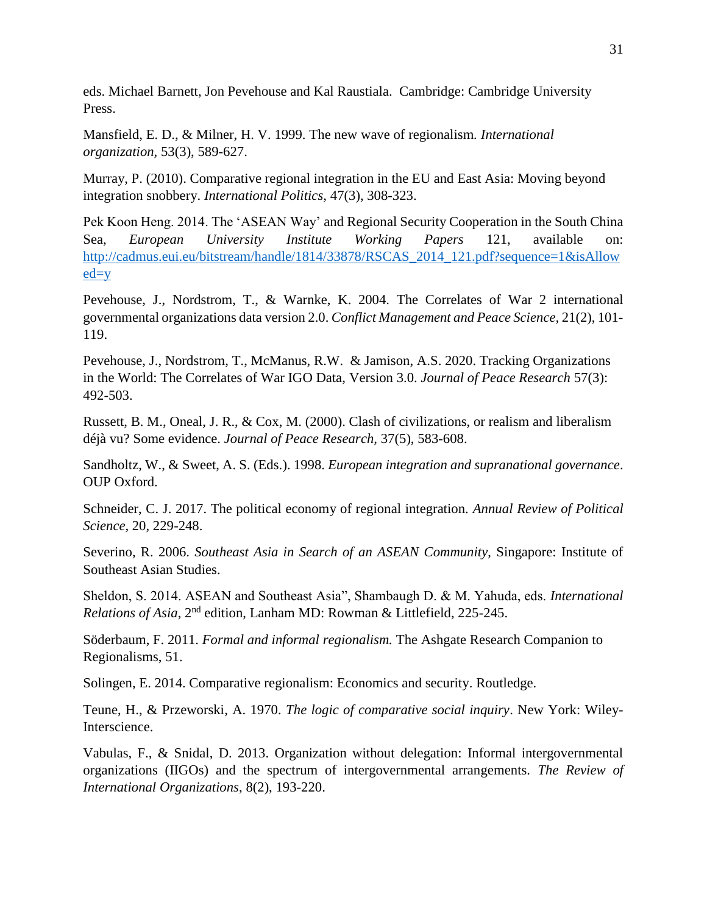eds. Michael Barnett, Jon Pevehouse and Kal Raustiala. Cambridge: Cambridge University Press.

Mansfield, E. D., & Milner, H. V. 1999. The new wave of regionalism. *International organization*, 53(3), 589-627.

Murray, P. (2010). Comparative regional integration in the EU and East Asia: Moving beyond integration snobbery. *International Politics*, 47(3), 308-323.

Pek Koon Heng. 2014. The 'ASEAN Way' and Regional Security Cooperation in the South China Sea, *European University Institute Working Papers* 121, available on: [http://cadmus.eui.eu/bitstream/handle/1814/33878/RSCAS_2014_121.pdf?sequence=1&isAllowed=y](http://cadmus.eui.eu/bitstream/handle/1814/33878/RSCAS_2014_121.pdf?sequence=1&isAllowed=y)

Pevehouse, J., Nordstrom, T., & Warnke, K. 2004. The Correlates of War 2 international governmental organizations data version 2.0. *Conflict Management and Peace Science*, 21(2), 101-119.

Pevehouse, J., Nordstrom, T., McManus, R.W. & Jamison, A.S. 2020. Tracking Organizations in the World: The Correlates of War IGO Data, Version 3.0. *Journal of Peace Research* 57(3): 492-503.

Russett, B. M., Oneal, J. R., & Cox, M. (2000). Clash of civilizations, or realism and liberalism déjà vu? Some evidence. *Journal of Peace Research*, 37(5), 583-608.

Sandholtz, W., & Sweet, A. S. (Eds.). 1998. *European integration and supranational governance*. OUP Oxford.

Schneider, C. J. 2017. The political economy of regional integration. *Annual Review of Political Science*, 20, 229-248.

Severino, R. 2006. *Southeast Asia in Search of an ASEAN Community*, Singapore: Institute of Southeast Asian Studies.

Sheldon, S. 2014. ASEAN and Southeast Asia", Shambaugh D. & M. Yahuda, eds. *International Relations of Asia*, 2nd edition, Lanham MD: Rowman & Littlefield, 225-245.

Söderbaum, F. 2011. *Formal and informal regionalism.* The Ashgate Research Companion to Regionalisms, 51.

Solingen, E. 2014. Comparative regionalism: Economics and security. Routledge.

Teune, H., & Przeworski, A. 1970. *The logic of comparative social inquiry*. New York: Wiley-Interscience.

Vabulas, F., & Snidal, D. 2013. Organization without delegation: Informal intergovernmental organizations (IIGOs) and the spectrum of intergovernmental arrangements. *The Review of International Organizations*, 8(2), 193-220.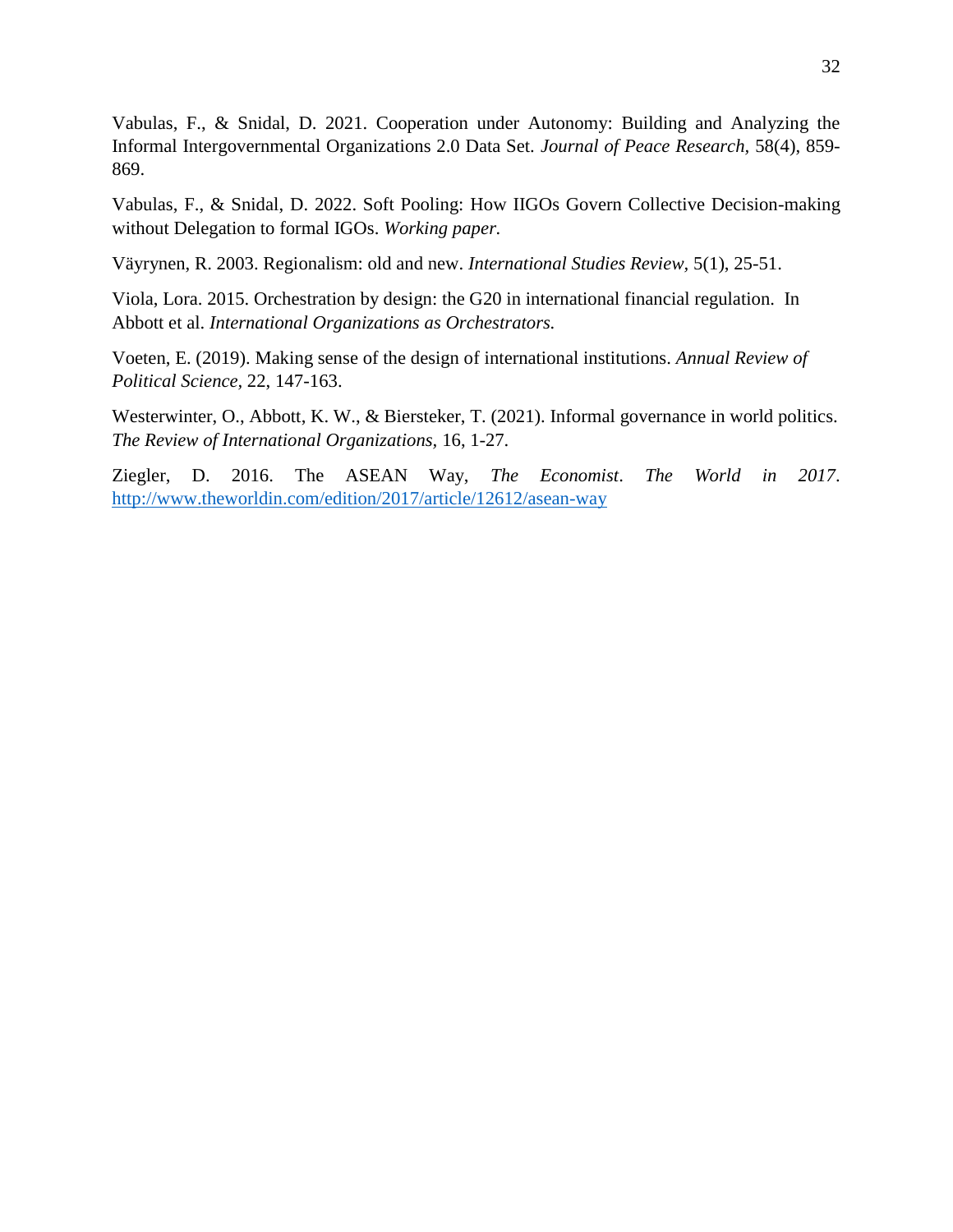Vabulas, F., & Snidal, D. 2021. Cooperation under Autonomy: Building and Analyzing the Informal Intergovernmental Organizations 2.0 Data Set. *Journal of Peace Research*, 58(4), 859-869.

Vabulas, F., & Snidal, D. 2022. Soft Pooling: How IIGOs Govern Collective Decision-making without Delegation to formal IGOs. *Working paper.*

Väyrynen, R. 2003. Regionalism: old and new. *International Studies Review*, 5(1), 25-51.

Viola, Lora. 2015. Orchestration by design: the G20 in international financial regulation. In Abbott et al. *International Organizations as Orchestrators.*

Voeten, E. (2019). Making sense of the design of international institutions. *Annual Review of Political Science*, 22, 147-163.

Westerwinter, O., Abbott, K. W., & Biersteker, T. (2021). Informal governance in world politics. *The Review of International Organizations*, 16, 1-27.

Ziegler, D. 2016. The ASEAN Way, *The Economist*. *The World in 2017*. http://www.theworldin.com/edition/2017/article/12612/asean-way